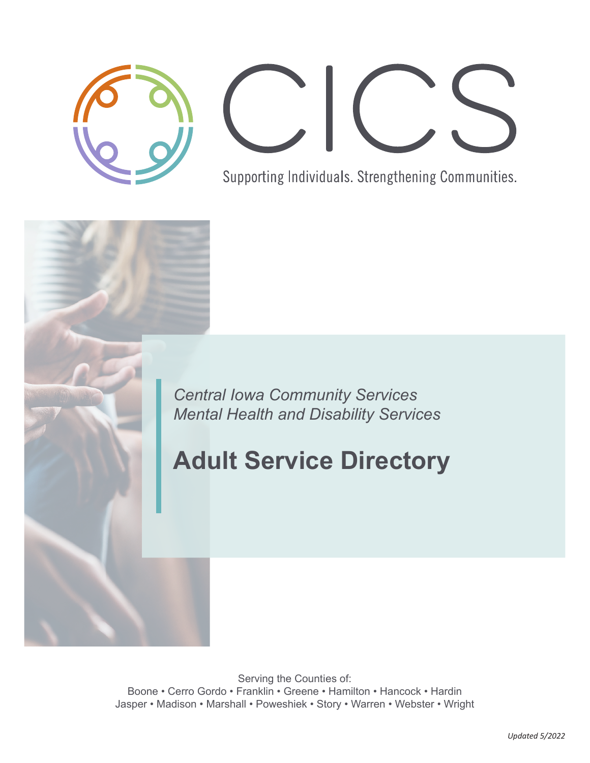# CICS

Supporting Individuals. Strengthening Communities.

*Central Iowa Community Services*
*Mental Health and Disability Services*

# Adult Service Directory

Serving the Counties of:
Boone • Cerro Gordo • Franklin • Greene • Hamilton • Hancock • Hardin
Jasper • Madison • Marshall • Poweshiek • Story • Warren • Webster • Wright

*Updated 5/2022*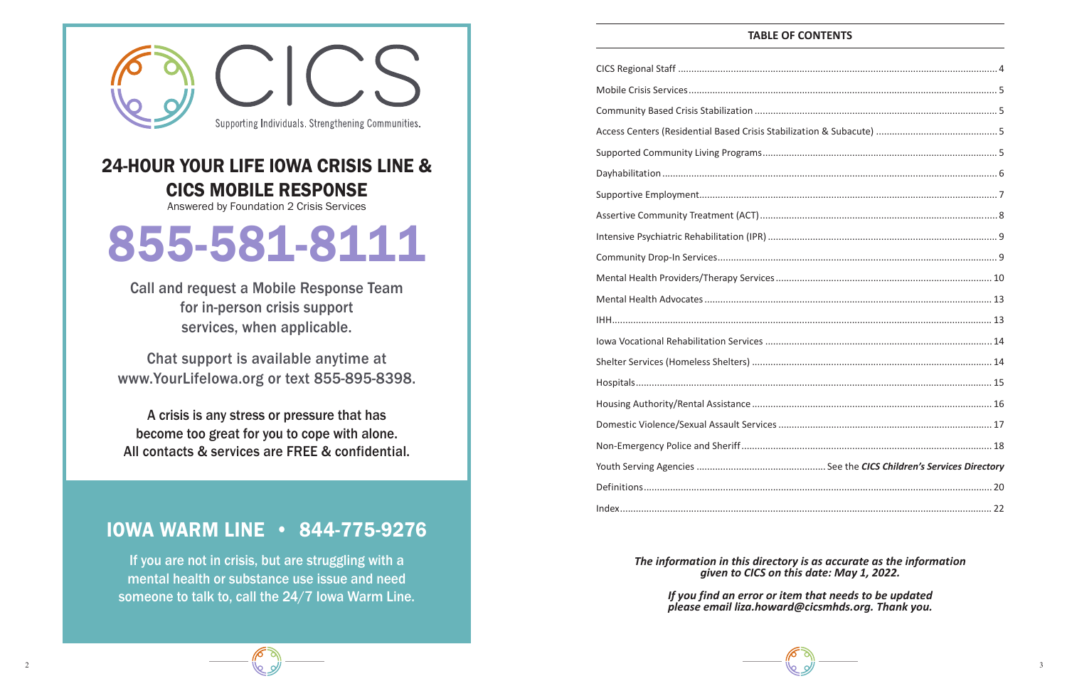# CICS

Supporting Individuals. Strengthening Communities.

## 24-HOUR YOUR LIFE IOWA CRISIS LINE & CICS MOBILE RESPONSE

Answered by Foundation 2 Crisis Services

# 855-581-8111

Call and request a Mobile Response Team for in-person crisis support services, when applicable.

Chat support is available anytime at www.YourLifeIowa.org or text 855-895-8398.

A crisis is any stress or pressure that has become too great for you to cope with alone. All contacts & services are FREE & confidential.

## IOWA WARM LINE • 844-775-9276

If you are not in crisis, but are struggling with a mental health or substance use issue and need someone to talk to, call the 24/7 Iowa Warm Line.

## TABLE OF CONTENTS

| Section | Page |
| --- | --- |
| CICS Regional Staff | 4 |
| Mobile Crisis Services | 5 |
| Community Based Crisis Stabilization | 5 |
| Access Centers (Residential Based Crisis Stabilization & Subacute) | 5 |
| Supported Community Living Programs | 5 |
| Dayhabilitation | 6 |
| Supportive Employment | 7 |
| Assertive Community Treatment (ACT) | 8 |
| Intensive Psychiatric Rehabilitation (IPR) | 9 |
| Community Drop-In Services | 9 |
| Mental Health Providers/Therapy Services | 10 |
| Mental Health Advocates | 13 |
| IHH | 13 |
| Iowa Vocational Rehabilitation Services | 14 |
| Shelter Services (Homeless Shelters) | 14 |
| Hospitals | 15 |
| Housing Authority/Rental Assistance | 16 |
| Domestic Violence/Sexual Assault Services | 17 |
| Non-Emergency Police and Sheriff | 18 |
| Youth Serving Agencies | See the ***CICS Children's Services Directory*** |
| Definitions | 20 |
| Index | 22 |

***The information in this directory is as accurate as the information given to CICS on this date: May 1, 2022.***

***If you find an error or item that needs to be updated please email liza.howard@cicsmhds.org. Thank you.***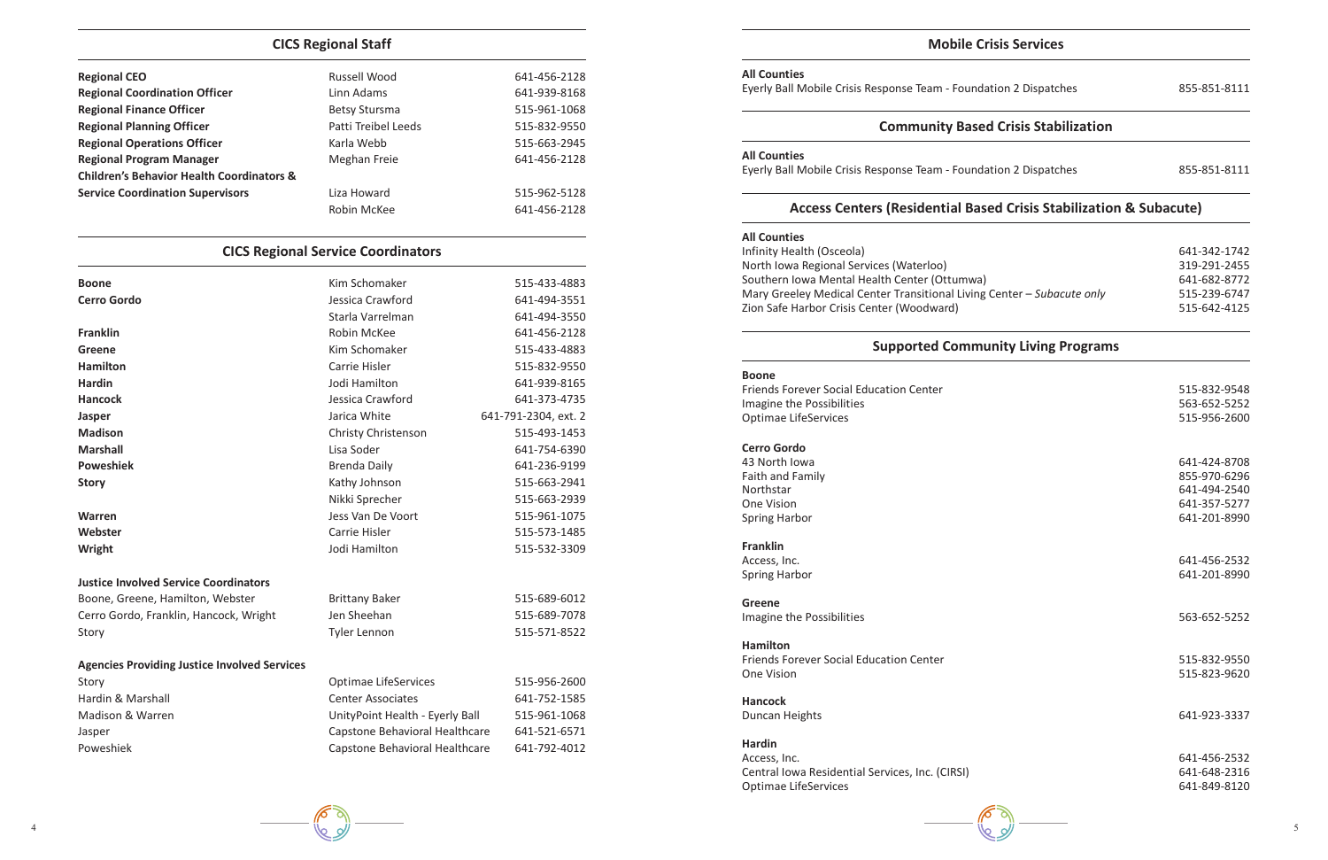## CICS Regional Staff

| | | |
|---|---|---|
| **Regional CEO** | Russell Wood | 641-456-2128 |
| **Regional Coordination Officer** | Linn Adams | 641-939-8168 |
| **Regional Finance Officer** | Betsy Stursma | 515-961-1068 |
| **Regional Planning Officer** | Patti Treibel Leeds | 515-832-9550 |
| **Regional Operations Officer** | Karla Webb | 515-663-2945 |
| **Regional Program Manager** | Meghan Freie | 641-456-2128 |
| **Children's Behavior Health Coordinators & Service Coordination Supervisors** | Liza Howard | 515-962-5128 |
| | Robin McKee | 641-456-2128 |

## CICS Regional Service Coordinators

| | | |
|---|---|---|
| **Boone** | Kim Schomaker | 515-433-4883 |
| **Cerro Gordo** | Jessica Crawford | 641-494-3551 |
| | Starla Varrelman | 641-494-3550 |
| **Franklin** | Robin McKee | 641-456-2128 |
| **Greene** | Kim Schomaker | 515-433-4883 |
| **Hamilton** | Carrie Hisler | 515-832-9550 |
| **Hardin** | Jodi Hamilton | 641-939-8165 |
| **Hancock** | Jessica Crawford | 641-373-4735 |
| **Jasper** | Jarica White | 641-791-2304, ext. 2 |
| **Madison** | Christy Christenson | 515-493-1453 |
| **Marshall** | Lisa Soder | 641-754-6390 |
| **Poweshiek** | Brenda Daily | 641-236-9199 |
| **Story** | Kathy Johnson | 515-663-2941 |
| | Nikki Sprecher | 515-663-2939 |
| **Warren** | Jess Van De Voort | 515-961-1075 |
| **Webster** | Carrie Hisler | 515-573-1485 |
| **Wright** | Jodi Hamilton | 515-532-3309 |

### Justice Involved Service Coordinators

| | | |
|---|---|---|
| Boone, Greene, Hamilton, Webster | Brittany Baker | 515-689-6012 |
| Cerro Gordo, Franklin, Hancock, Wright | Jen Sheehan | 515-689-7078 |
| Story | Tyler Lennon | 515-571-8522 |

### Agencies Providing Justice Involved Services

| | | |
|---|---|---|
| Story | Optimae LifeServices | 515-956-2600 |
| Hardin & Marshall | Center Associates | 641-752-1585 |
| Madison & Warren | UnityPoint Health - Eyerly Ball | 515-961-1068 |
| Jasper | Capstone Behavioral Healthcare | 641-521-6571 |
| Poweshiek | Capstone Behavioral Healthcare | 641-792-4012 |

## Mobile Crisis Services

**All Counties**

| | |
|---|---|
| Eyerly Ball Mobile Crisis Response Team - Foundation 2 Dispatches | 855-851-8111 |

## Community Based Crisis Stabilization

**All Counties**

| | |
|---|---|
| Eyerly Ball Mobile Crisis Response Team - Foundation 2 Dispatches | 855-851-8111 |

## Access Centers (Residential Based Crisis Stabilization & Subacute)

**All Counties**

| | |
|---|---|
| Infinity Health (Osceola) | 641-342-1742 |
| North Iowa Regional Services (Waterloo) | 319-291-2455 |
| Southern Iowa Mental Health Center (Ottumwa) | 641-682-8772 |
| Mary Greeley Medical Center Transitional Living Center – *Subacute only* | 515-239-6747 |
| Zion Safe Harbor Crisis Center (Woodward) | 515-642-4125 |

## Supported Community Living Programs

**Boone**

| | |
|---|---|
| Friends Forever Social Education Center | 515-832-9548 |
| Imagine the Possibilities | 563-652-5252 |
| Optimae LifeServices | 515-956-2600 |

**Cerro Gordo**

| | |
|---|---|
| 43 North Iowa | 641-424-8708 |
| Faith and Family | 855-970-6296 |
| Northstar | 641-494-2540 |
| One Vision | 641-357-5277 |
| Spring Harbor | 641-201-8990 |

**Franklin**

| | |
|---|---|
| Access, Inc. | 641-456-2532 |
| Spring Harbor | 641-201-8990 |

**Greene**

| | |
|---|---|
| Imagine the Possibilities | 563-652-5252 |

**Hamilton**

| | |
|---|---|
| Friends Forever Social Education Center | 515-832-9550 |
| One Vision | 515-823-9620 |

**Hancock**

| | |
|---|---|
| Duncan Heights | 641-923-3337 |

**Hardin**

| | |
|---|---|
| Access, Inc. | 641-456-2532 |
| Central Iowa Residential Services, Inc. (CIRSI) | 641-648-2316 |
| Optimae LifeServices | 641-849-8120 |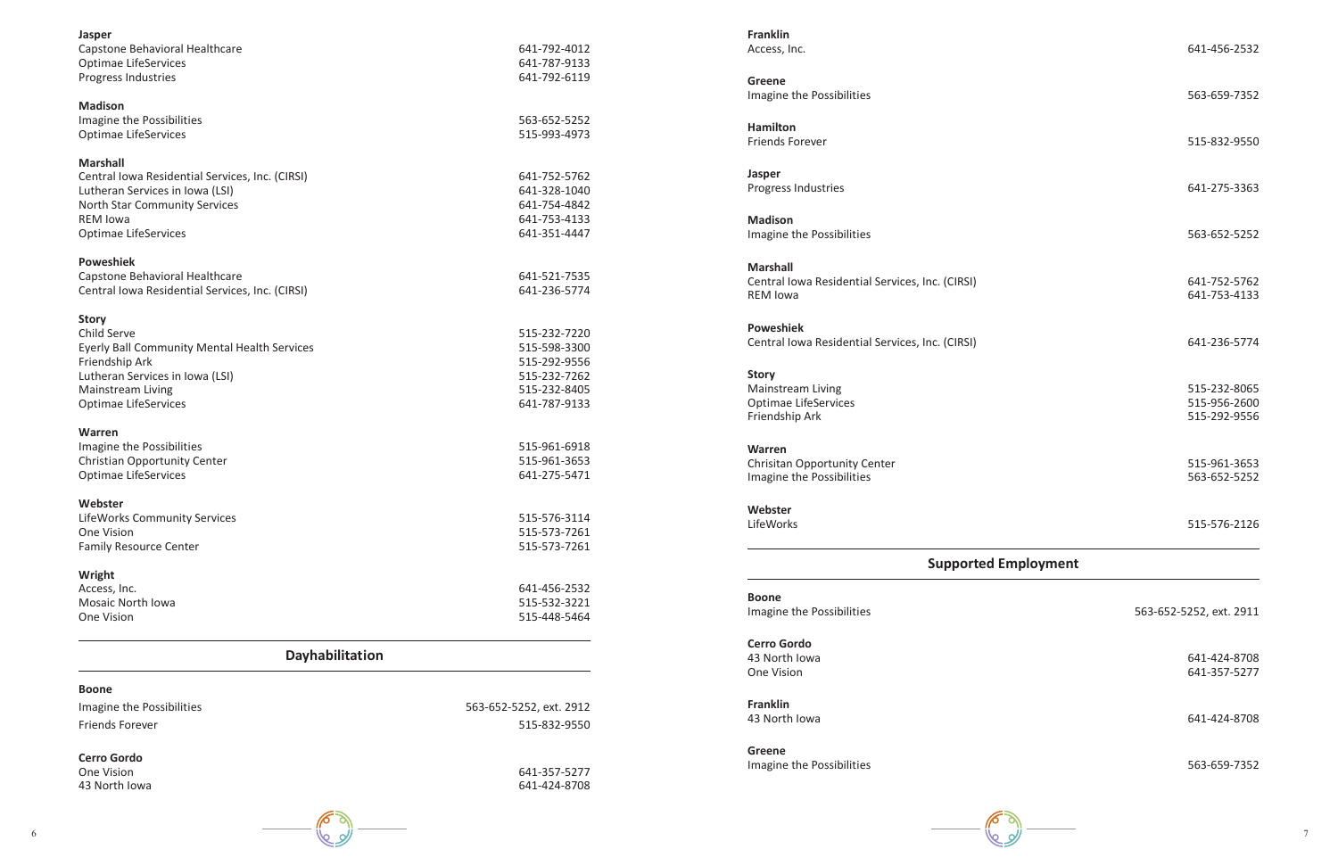**Jasper**

| | |
|---|---|
| Capstone Behavioral Healthcare | 641-792-4012 |
| Optimae LifeServices | 641-787-9133 |
| Progress Industries | 641-792-6119 |

**Madison**

| | |
|---|---|
| Imagine the Possibilities | 563-652-5252 |
| Optimae LifeServices | 515-993-4973 |

**Marshall**

| | |
|---|---|
| Central Iowa Residential Services, Inc. (CIRSI) | 641-752-5762 |
| Lutheran Services in Iowa (LSI) | 641-328-1040 |
| North Star Community Services | 641-754-4842 |
| REM Iowa | 641-753-4133 |
| Optimae LifeServices | 641-351-4447 |

**Poweshiek**

| | |
|---|---|
| Capstone Behavioral Healthcare | 641-521-7535 |
| Central Iowa Residential Services, Inc. (CIRSI) | 641-236-5774 |

**Story**

| | |
|---|---|
| Child Serve | 515-232-7220 |
| Eyerly Ball Community Mental Health Services | 515-598-3300 |
| Friendship Ark | 515-292-9556 |
| Lutheran Services in Iowa (LSI) | 515-232-7262 |
| Mainstream Living | 515-232-8405 |
| Optimae LifeServices | 641-787-9133 |

**Warren**

| | |
|---|---|
| Imagine the Possibilities | 515-961-6918 |
| Christian Opportunity Center | 515-961-3653 |
| Optimae LifeServices | 641-275-5471 |

**Webster**

| | |
|---|---|
| LifeWorks Community Services | 515-576-3114 |
| One Vision | 515-573-7261 |
| Family Resource Center | 515-573-7261 |

**Wright**

| | |
|---|---|
| Access, Inc. | 641-456-2532 |
| Mosaic North Iowa | 515-532-3221 |
| One Vision | 515-448-5464 |

## Dayhabilitation

**Boone**

| | |
|---|---|
| Imagine the Possibilities | 563-652-5252, ext. 2912 |
| Friends Forever | 515-832-9550 |

**Cerro Gordo**

| | |
|---|---|
| One Vision | 641-357-5277 |
| 43 North Iowa | 641-424-8708 |

**Franklin**

| | |
|---|---|
| Access, Inc. | 641-456-2532 |

**Greene**

| | |
|---|---|
| Imagine the Possibilities | 563-659-7352 |

**Hamilton**

| | |
|---|---|
| Friends Forever | 515-832-9550 |

**Jasper**

| | |
|---|---|
| Progress Industries | 641-275-3363 |

**Madison**

| | |
|---|---|
| Imagine the Possibilities | 563-652-5252 |

**Marshall**

| | |
|---|---|
| Central Iowa Residential Services, Inc. (CIRSI) | 641-752-5762 |
| REM Iowa | 641-753-4133 |

**Poweshiek**

| | |
|---|---|
| Central Iowa Residential Services, Inc. (CIRSI) | 641-236-5774 |

**Story**

| | |
|---|---|
| Mainstream Living | 515-232-8065 |
| Optimae LifeServices | 515-956-2600 |
| Friendship Ark | 515-292-9556 |

**Warren**

| | |
|---|---|
| Chrisitan Opportunity Center | 515-961-3653 |
| Imagine the Possibilities | 563-652-5252 |

**Webster**

| | |
|---|---|
| LifeWorks | 515-576-2126 |

## Supported Employment

**Boone**

| | |
|---|---|
| Imagine the Possibilities | 563-652-5252, ext. 2911 |

**Cerro Gordo**

| | |
|---|---|
| 43 North Iowa | 641-424-8708 |
| One Vision | 641-357-5277 |

**Franklin**

| | |
|---|---|
| 43 North Iowa | 641-424-8708 |

**Greene**

| | |
|---|---|
| Imagine the Possibilities | 563-659-7352 |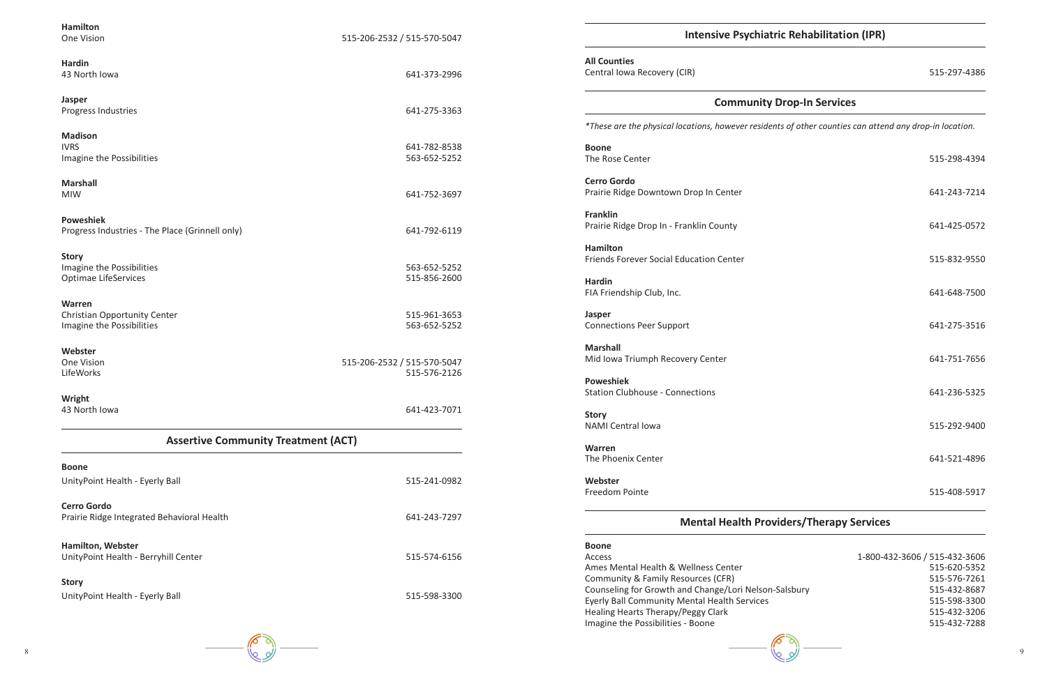**Hamilton**
One Vision — 515-206-2532 / 515-570-5047

**Hardin**
43 North Iowa — 641-373-2996

**Jasper**
Progress Industries — 641-275-3363

**Madison**
IVRS — 641-782-8538
Imagine the Possibilities — 563-652-5252

**Marshall**
MIW — 641-752-3697

**Poweshiek**
Progress Industries - The Place (Grinnell only) — 641-792-6119

**Story**
Imagine the Possibilities — 563-652-5252
Optimae LifeServices — 515-856-2600

**Warren**
Christian Opportunity Center — 515-961-3653
Imagine the Possibilities — 563-652-5252

**Webster**
One Vision — 515-206-2532 / 515-570-5047
LifeWorks — 515-576-2126

**Wright**
43 North Iowa — 641-423-7071

## Assertive Community Treatment (ACT)

**Boone**
UnityPoint Health - Everly Ball — 515-241-0982

**Cerro Gordo**
Prairie Ridge Integrated Behavioral Health — 641-243-7297

**Hamilton, Webster**
UnityPoint Health - Berryhill Center — 515-574-6156

**Story**
UnityPoint Health - Everly Ball — 515-598-3300

## Intensive Psychiatric Rehabilitation (IPR)

**All Counties**
Central Iowa Recovery (CIR) — 515-297-4386

## Community Drop-In Services

*\*These are the physical locations, however residents of other counties can attend any drop-in location.*

**Boone**
The Rose Center — 515-298-4394

**Cerro Gordo**
Prairie Ridge Downtown Drop In Center — 641-243-7214

**Franklin**
Prairie Ridge Drop In - Franklin County — 641-425-0572

**Hamilton**
Friends Forever Social Education Center — 515-832-9550

**Hardin**
FIA Friendship Club, Inc. — 641-648-7500

**Jasper**
Connections Peer Support — 641-275-3516

**Marshall**
Mid Iowa Triumph Recovery Center — 641-751-7656

**Poweshiek**
Station Clubhouse - Connections — 641-236-5325

**Story**
NAMI Central Iowa — 515-292-9400

**Warren**
The Phoenix Center — 641-521-4896

**Webster**
Freedom Pointe — 515-408-5917

## Mental Health Providers/Therapy Services

**Boone**
Access — 1-800-432-3606 / 515-432-3606
Ames Mental Health & Wellness Center — 515-620-5352
Community & Family Resources (CFR) — 515-576-7261
Counseling for Growth and Change/Lori Nelson-Salsbury — 515-432-8687
Eyerly Ball Community Mental Health Services — 515-598-3300
Healing Hearts Therapy/Peggy Clark — 515-432-3206
Imagine the Possibilities - Boone — 515-432-7288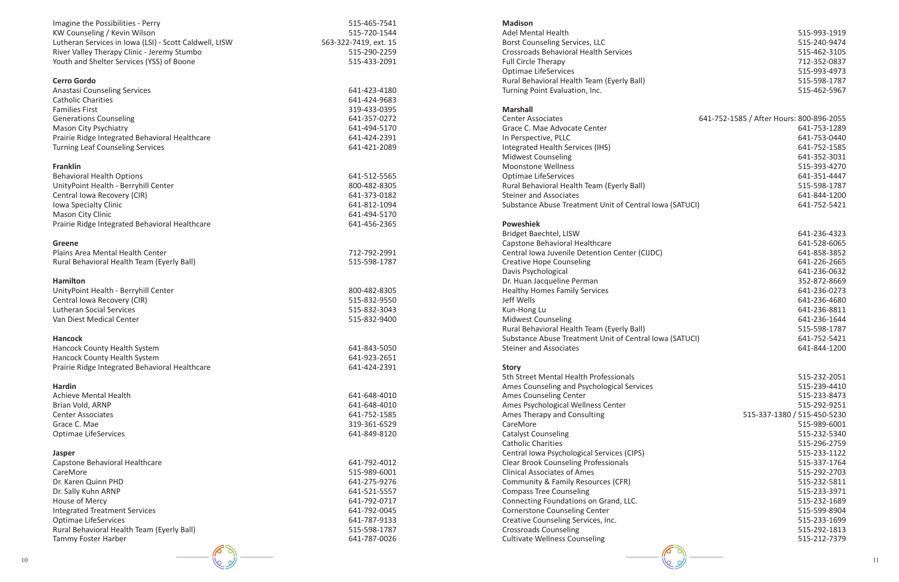Imagine the Possibilities - Perry 515-465-7541
KW Counseling / Kevin Wilson 515-720-1544
Lutheran Services in Iowa (LSI) - Scott Caldwell, LISW 563-322-7419, ext. 15
River Valley Therapy Clinic - Jeremy Stumbo 515-290-2259
Youth and Shelter Services (YSS) of Boone 515-433-2091

**Cerro Gordo**

Anastasi Counseling Services 641-423-4180
Catholic Charities 641-424-9683
Families First 319-433-0395
Generations Counseling 641-357-0272
Mason City Psychiatry 641-494-5170
Prairie Ridge Integrated Behavioral Healthcare 641-424-2391
Turning Leaf Counseling Services 641-421-2089

**Franklin**

Behavioral Health Options 641-512-5565
UnityPoint Health - Berryhill Center 800-482-8305
Central Iowa Recovery (CIR) 641-373-0182
Iowa Specialty Clinic 641-812-1094
Mason City Clinic 641-494-5170
Prairie Ridge Integrated Behavioral Healthcare 641-456-2365

**Greene**

Plains Area Mental Health Center 712-792-2991
Rural Behavioral Health Team (Eyerly Ball) 515-598-1787

**Hamilton**

UnityPoint Health - Berryhill Center 800-482-8305
Central Iowa Recovery (CIR) 515-832-9550
Lutheran Social Services 515-832-3043
Van Diest Medical Center 515-832-9400

**Hancock**

Hancock County Health System 641-843-5050
Hancock County Health System 641-923-2651
Prairie Ridge Integrated Behavioral Healthcare 641-424-2391

**Hardin**

Achieve Mental Health 641-648-4010
Brian Vold, ARNP 641-648-4010
Center Associates 641-752-1585
Grace C. Mae 319-361-6529
Optimae LifeServices 641-849-8120

**Jasper**

Capstone Behavioral Healthcare 641-792-4012
CareMore 515-989-6001
Dr. Karen Quinn PHD 641-275-9276
Dr. Sally Kuhn ARNP 641-521-5557
House of Mercy 641-792-0717
Integrated Treatment Services 641-792-0045
Optimae LifeServices 641-787-9133
Rural Behavioral Health Team (Eyerly Ball) 515-598-1787
Tammy Foster Harber 641-787-0026

**Madison**

Adel Mental Health 515-993-1919
Borst Counseling Services, LLC 515-240-9474
Crossroads Behavioral Health Services 515-462-3105
Full Circle Therapy 712-352-0837
Optimae LifeServices 515-993-4973
Rural Behavioral Health Team (Eyerly Ball) 515-598-1787
Turning Point Evaluation, Inc. 515-462-5967

**Marshall**

Center Associates 641-752-1585 / After Hours: 800-896-2055
Grace C. Mae Advocate Center 641-753-1289
In Perspective, PLLC 641-753-0440
Integrated Health Services (IHS) 641-752-1585
Midwest Counseling 641-352-3031
Moonstone Wellness 515-393-4270
Optimae LifeServices 641-351-4447
Rural Behavioral Health Team (Eyerly Ball) 515-598-1787
Steiner and Associates 641-844-1200
Substance Abuse Treatment Unit of Central Iowa (SATUCI) 641-752-5421

**Poweshiek**

Bridget Baechtel, LISW 641-236-4323
Capstone Behavioral Healthcare 641-528-6065
Central Iowa Juvenile Detention Center (CIJDC) 641-858-3852
Creative Hope Counseling 641-226-2665
Davis Psychological 641-236-0632
Dr. Huan Jacqueline Perman 352-872-8669
Healthy Homes Family Services 641-236-0273
Jeff Wells 641-236-4680
Kun-Hong Lu 641-236-8811
Midwest Counseling 641-236-1644
Rural Behavioral Health Team (Eyerly Ball) 515-598-1787
Substance Abuse Treatment Unit of Central Iowa (SATUCI) 641-752-5421
Steiner and Associates 641-844-1200

**Story**

5th Street Mental Health Professionals 515-232-2051
Ames Counseling and Psychological Services 515-239-4410
Ames Counseling Center 515-233-8473
Ames Psychological Wellness Center 515-292-9251
Ames Therapy and Consulting 515-337-1380 / 515-450-5230
CareMore 515-989-6001
Catalyst Counseling 515-232-5340
Catholic Charities 515-296-2759
Central Iowa Psychological Services (CIPS) 515-233-1122
Clear Brook Counseling Professionals 515-337-1764
Clinical Associates of Ames 515-292-2703
Community & Family Resources (CFR) 515-232-5811
Compass Tree Counseling 515-233-3971
Connecting Foundations on Grand, LLC. 515-232-1689
Cornerstone Counseling Center 515-599-8904
Creative Counseling Services, Inc. 515-233-1699
Crossroads Counseling 515-292-1813
Cultivate Wellness Counseling 515-212-7379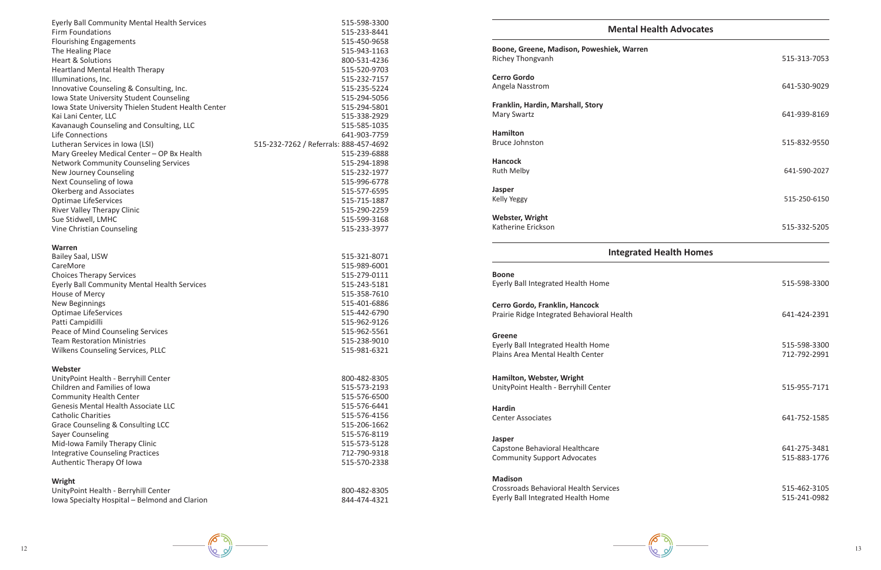| | |
|---|---|
| Eyerly Ball Community Mental Health Services | 515-598-3300 |
| Firm Foundations | 515-233-8441 |
| Flourishing Engagements | 515-450-9658 |
| The Healing Place | 515-943-1163 |
| Heart & Solutions | 800-531-4236 |
| Heartland Mental Health Therapy | 515-520-9703 |
| Illuminations, Inc. | 515-232-7157 |
| Innovative Counseling & Consulting, Inc. | 515-235-5224 |
| Iowa State University Student Counseling | 515-294-5056 |
| Iowa State University Thielen Student Health Center | 515-294-5801 |
| Kai Lani Center, LLC | 515-338-2929 |
| Kavanaugh Counseling and Consulting, LLC | 515-585-1035 |
| Life Connections | 641-903-7759 |
| Lutheran Services in Iowa (LSI) | 515-232-7262 / Referrals: 888-457-4692 |
| Mary Greeley Medical Center – OP Bx Health | 515-239-6888 |
| Network Community Counseling Services | 515-294-1898 |
| New Journey Counseling | 515-232-1977 |
| Next Counseling of Iowa | 515-996-6778 |
| Okerberg and Associates | 515-577-6595 |
| Optimae LifeServices | 515-715-1887 |
| River Valley Therapy Clinic | 515-290-2259 |
| Sue Stidwell, LMHC | 515-599-3168 |
| Vine Christian Counseling | 515-233-3977 |

**Warren**

| | |
|---|---|
| Bailey Saal, LISW | 515-321-8071 |
| CareMore | 515-989-6001 |
| Choices Therapy Services | 515-279-0111 |
| Eyerly Ball Community Mental Health Services | 515-243-5181 |
| House of Mercy | 515-358-7610 |
| New Beginnings | 515-401-6886 |
| Optimae LifeServices | 515-442-6790 |
| Patti Campidilli | 515-962-9126 |
| Peace of Mind Counseling Services | 515-962-5561 |
| Team Restoration Ministries | 515-238-9010 |
| Wilkens Counseling Services, PLLC | 515-981-6321 |

**Webster**

| | |
|---|---|
| UnityPoint Health - Berryhill Center | 800-482-8305 |
| Children and Families of Iowa | 515-573-2193 |
| Community Health Center | 515-576-6500 |
| Genesis Mental Health Associate LLC | 515-576-6441 |
| Catholic Charities | 515-576-4156 |
| Grace Counseling & Consulting LCC | 515-206-1662 |
| Sayer Counseling | 515-576-8119 |
| Mid-Iowa Family Therapy Clinic | 515-573-5128 |
| Integrative Counseling Practices | 712-790-9318 |
| Authentic Therapy Of Iowa | 515-570-2338 |

**Wright**

| | |
|---|---|
| UnityPoint Health - Berryhill Center | 800-482-8305 |
| Iowa Specialty Hospital – Belmond and Clarion | 844-474-4321 |

## Mental Health Advocates

**Boone, Greene, Madison, Poweshiek, Warren**
Richey Thongvanh — 515-313-7053

**Cerro Gordo**
Angela Nasstrom — 641-530-9029

**Franklin, Hardin, Marshall, Story**
Mary Swartz — 641-939-8169

**Hamilton**
Bruce Johnston — 515-832-9550

**Hancock**
Ruth Melby — 641-590-2027

**Jasper**
Kelly Yeggy — 515-250-6150

**Webster, Wright**
Katherine Erickson — 515-332-5205

## Integrated Health Homes

**Boone**
Eyerly Ball Integrated Health Home — 515-598-3300

**Cerro Gordo, Franklin, Hancock**
Prairie Ridge Integrated Behavioral Health — 641-424-2391

**Greene**
Eyerly Ball Integrated Health Home — 515-598-3300
Plains Area Mental Health Center — 712-792-2991

**Hamilton, Webster, Wright**
UnityPoint Health - Berryhill Center — 515-955-7171

**Hardin**
Center Associates — 641-752-1585

**Jasper**
Capstone Behavioral Healthcare — 641-275-3481
Community Support Advocates — 515-883-1776

**Madison**
Crossroads Behavioral Health Services — 515-462-3105
Eyerly Ball Integrated Health Home — 515-241-0982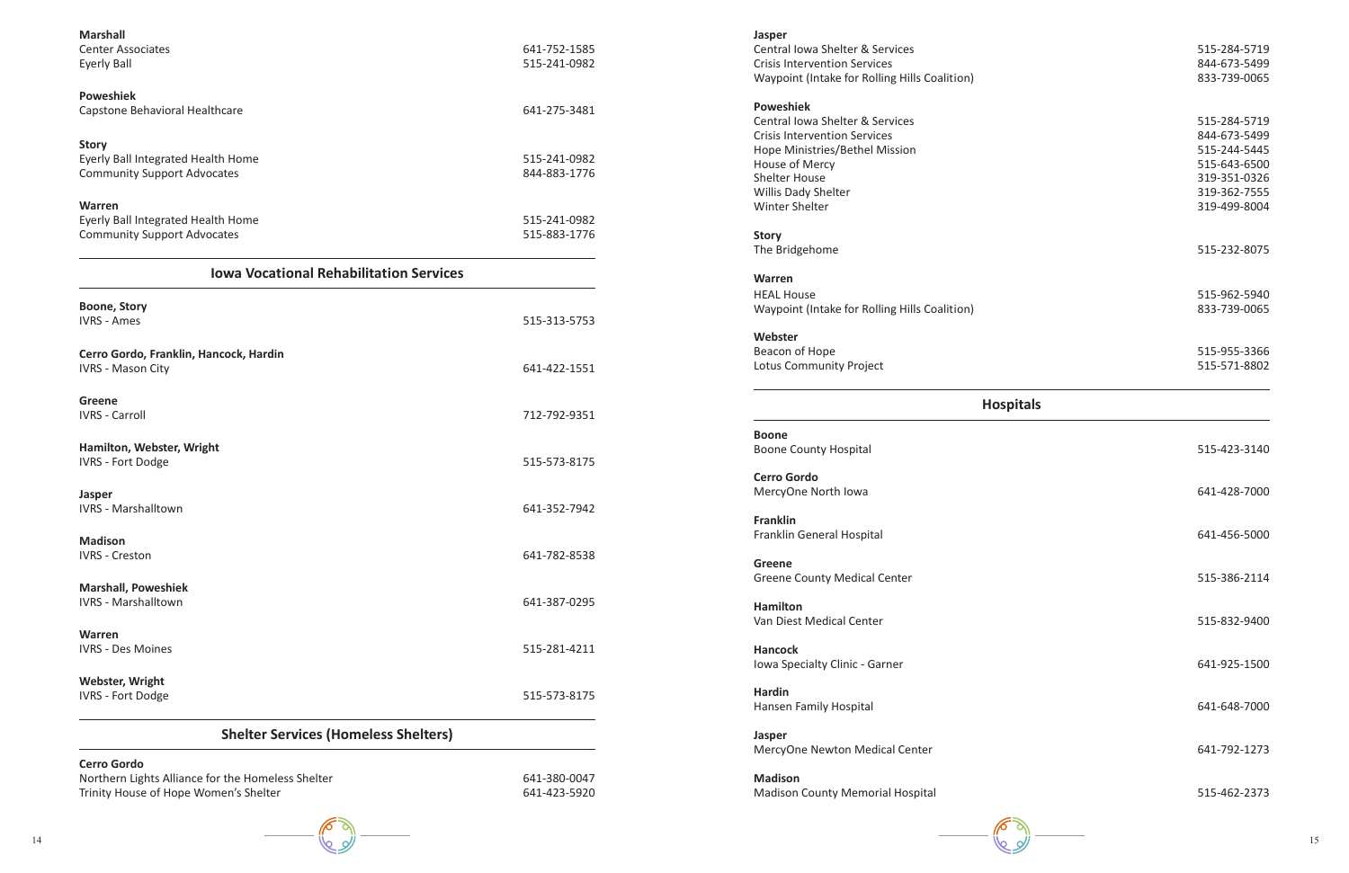**Marshall**

Center Associates 641-752-1585
Eyerly Ball 515-241-0982

**Poweshiek**

Capstone Behavioral Healthcare 641-275-3481

**Story**

Eyerly Ball Integrated Health Home 515-241-0982
Community Support Advocates 844-883-1776

**Warren**

Eyerly Ball Integrated Health Home 515-241-0982
Community Support Advocates 515-883-1776

## Iowa Vocational Rehabilitation Services

**Boone, Story**

IVRS - Ames 515-313-5753

**Cerro Gordo, Franklin, Hancock, Hardin**

IVRS - Mason City 641-422-1551

**Greene**

IVRS - Carroll 712-792-9351

**Hamilton, Webster, Wright**

IVRS - Fort Dodge 515-573-8175

**Jasper**

IVRS - Marshalltown 641-352-7942

**Madison**

IVRS - Creston 641-782-8538

**Marshall, Poweshiek**

IVRS - Marshalltown 641-387-0295

**Warren**

IVRS - Des Moines 515-281-4211

**Webster, Wright**

IVRS - Fort Dodge 515-573-8175

## Shelter Services (Homeless Shelters)

**Cerro Gordo**

Northern Lights Alliance for the Homeless Shelter 641-380-0047
Trinity House of Hope Women's Shelter 641-423-5920

**Jasper**

Central Iowa Shelter & Services 515-284-5719
Crisis Intervention Services 844-673-5499
Waypoint (Intake for Rolling Hills Coalition) 833-739-0065

**Poweshiek**

Central Iowa Shelter & Services 515-284-5719
Crisis Intervention Services 844-673-5499
Hope Ministries/Bethel Mission 515-244-5445
House of Mercy 515-643-6500
Shelter House 319-351-0326
Willis Dady Shelter 319-362-7555
Winter Shelter 319-499-8004

**Story**

The Bridgehome 515-232-8075

**Warren**

HEAL House 515-962-5940
Waypoint (Intake for Rolling Hills Coalition) 833-739-0065

**Webster**

Beacon of Hope 515-955-3366
Lotus Community Project 515-571-8802

## Hospitals

**Boone**

Boone County Hospital 515-423-3140

**Cerro Gordo**

MercyOne North Iowa 641-428-7000

**Franklin**

Franklin General Hospital 641-456-5000

**Greene**

Greene County Medical Center 515-386-2114

**Hamilton**

Van Diest Medical Center 515-832-9400

**Hancock**

Iowa Specialty Clinic - Garner 641-925-1500

**Hardin**

Hansen Family Hospital 641-648-7000

**Jasper**

MercyOne Newton Medical Center 641-792-1273

**Madison**

Madison County Memorial Hospital 515-462-2373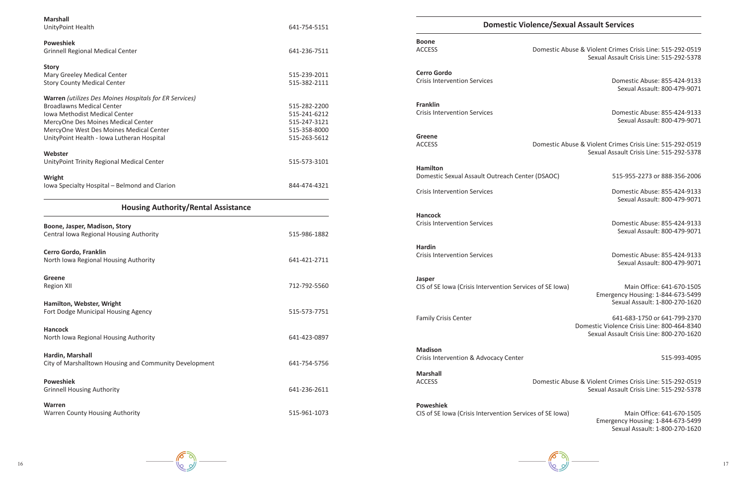**Marshall**
UnityPoint Health 641-754-5151

**Poweshiek**
Grinnell Regional Medical Center 641-236-7511

**Story**
Mary Greeley Medical Center 515-239-2011
Story County Medical Center 515-382-2111

**Warren** *(utilizes Des Moines Hospitals for ER Services)*
Broadlawns Medical Center 515-282-2200
Iowa Methodist Medical Center 515-241-6212
MercyOne Des Moines Medical Center 515-247-3121
MercyOne West Des Moines Medical Center 515-358-8000
UnityPoint Health - Iowa Lutheran Hospital 515-263-5612

**Webster**
UnityPoint Trinity Regional Medical Center 515-573-3101

**Wright**
Iowa Specialty Hospital – Belmond and Clarion 844-474-4321

## Housing Authority/Rental Assistance

**Boone, Jasper, Madison, Story**
Central Iowa Regional Housing Authority 515-986-1882

**Cerro Gordo, Franklin**
North Iowa Regional Housing Authority 641-421-2711

**Greene**
Region XII 712-792-5560

**Hamilton, Webster, Wright**
Fort Dodge Municipal Housing Agency 515-573-7751

**Hancock**
North Iowa Regional Housing Authority 641-423-0897

**Hardin, Marshall**
City of Marshalltown Housing and Community Development 641-754-5756

**Poweshiek**
Grinnell Housing Authority 641-236-2611

**Warren**
Warren County Housing Authority 515-961-1073

## Domestic Violence/Sexual Assault Services

**Boone**
ACCESS
Domestic Abuse & Violent Crimes Crisis Line: 515-292-0519
Sexual Assault Crisis Line: 515-292-5378

**Cerro Gordo**
Crisis Intervention Services
Domestic Abuse: 855-424-9133
Sexual Assault: 800-479-9071

**Franklin**
Crisis Intervention Services
Domestic Abuse: 855-424-9133
Sexual Assault: 800-479-9071

**Greene**
ACCESS
Domestic Abuse & Violent Crimes Crisis Line: 515-292-0519
Sexual Assault Crisis Line: 515-292-5378

**Hamilton**
Domestic Sexual Assault Outreach Center (DSAOC) 515-955-2273 or 888-356-2006

Crisis Intervention Services
Domestic Abuse: 855-424-9133
Sexual Assault: 800-479-9071

**Hancock**
Crisis Intervention Services
Domestic Abuse: 855-424-9133
Sexual Assault: 800-479-9071

**Hardin**
Crisis Intervention Services
Domestic Abuse: 855-424-9133
Sexual Assault: 800-479-9071

**Jasper**
CIS of SE Iowa (Crisis Intervention Services of SE Iowa)
Main Office: 641-670-1505
Emergency Housing: 1-844-673-5499
Sexual Assault: 1-800-270-1620

Family Crisis Center
641-683-1750 or 641-799-2370
Domestic Violence Crisis Line: 800-464-8340
Sexual Assault Crisis Line: 800-270-1620

**Madison**
Crisis Intervention & Advocacy Center 515-993-4095

**Marshall**
ACCESS
Domestic Abuse & Violent Crimes Crisis Line: 515-292-0519
Sexual Assault Crisis Line: 515-292-5378

**Poweshiek**
CIS of SE Iowa (Crisis Intervention Services of SE Iowa)
Main Office: 641-670-1505
Emergency Housing: 1-844-673-5499
Sexual Assault: 1-800-270-1620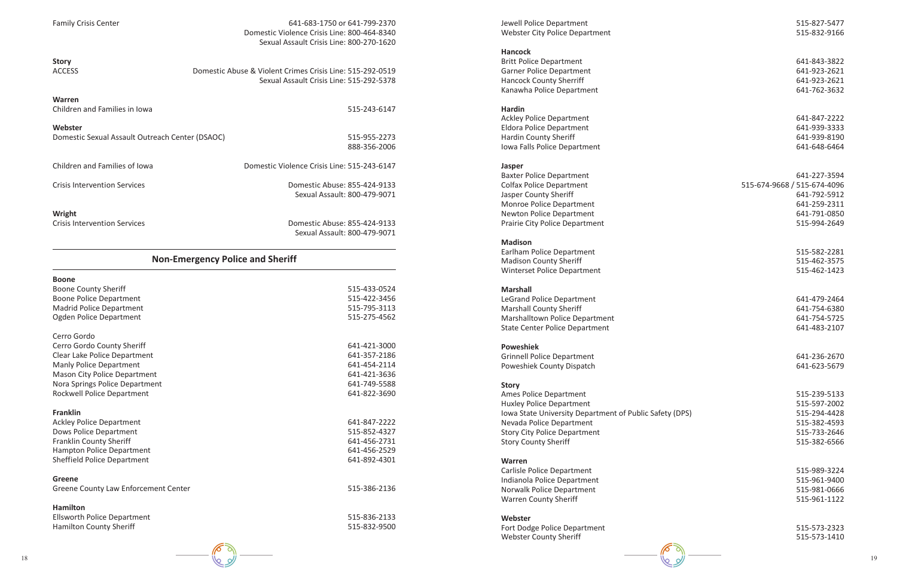Family Crisis Center — 641-683-1750 or 641-799-2370
Domestic Violence Crisis Line: 800-464-8340
Sexual Assault Crisis Line: 800-270-1620

**Story**

ACCESS — Domestic Abuse & Violent Crimes Crisis Line: 515-292-0519
Sexual Assault Crisis Line: 515-292-5378

**Warren**

Children and Families in Iowa — 515-243-6147

**Webster**

Domestic Sexual Assault Outreach Center (DSAOC) — 515-955-2273
888-356-2006

Children and Families of Iowa — Domestic Violence Crisis Line: 515-243-6147

Crisis Intervention Services — Domestic Abuse: 855-424-9133
Sexual Assault: 800-479-9071

**Wright**

Crisis Intervention Services — Domestic Abuse: 855-424-9133
Sexual Assault: 800-479-9071

## Non-Emergency Police and Sheriff

**Boone**

| | |
|---|---|
| Boone County Sheriff | 515-433-0524 |
| Boone Police Department | 515-422-3456 |
| Madrid Police Department | 515-795-3113 |
| Ogden Police Department | 515-275-4562 |

Cerro Gordo

| | |
|---|---|
| Cerro Gordo County Sheriff | 641-421-3000 |
| Clear Lake Police Department | 641-357-2186 |
| Manly Police Department | 641-454-2114 |
| Mason City Police Department | 641-421-3636 |
| Nora Springs Police Department | 641-749-5588 |
| Rockwell Police Department | 641-822-3690 |

**Franklin**

| | |
|---|---|
| Ackley Police Department | 641-847-2222 |
| Dows Police Department | 515-852-4327 |
| Franklin County Sheriff | 641-456-2731 |
| Hampton Police Department | 641-456-2529 |
| Sheffield Police Department | 641-892-4301 |

**Greene**

| | |
|---|---|
| Greene County Law Enforcement Center | 515-386-2136 |

**Hamilton**

| | |
|---|---|
| Ellsworth Police Department | 515-836-2133 |
| Hamilton County Sheriff | 515-832-9500 |
| Jewell Police Department | 515-827-5477 |
| Webster City Police Department | 515-832-9166 |

**Hancock**

| | |
|---|---|
| Britt Police Department | 641-843-3822 |
| Garner Police Department | 641-923-2621 |
| Hancock County Sherriff | 641-923-2621 |
| Kanawha Police Department | 641-762-3632 |

**Hardin**

| | |
|---|---|
| Ackley Police Department | 641-847-2222 |
| Eldora Police Department | 641-939-3333 |
| Hardin County Sheriff | 641-939-8190 |
| Iowa Falls Police Department | 641-648-6464 |

**Jasper**

| | |
|---|---|
| Baxter Police Department | 641-227-3594 |
| Colfax Police Department | 515-674-9668 / 515-674-4096 |
| Jasper County Sheriff | 641-792-5912 |
| Monroe Police Department | 641-259-2311 |
| Newton Police Department | 641-791-0850 |
| Prairie City Police Department | 515-994-2649 |

**Madison**

| | |
|---|---|
| Earlham Police Department | 515-582-2281 |
| Madison County Sheriff | 515-462-3575 |
| Winterset Police Department | 515-462-1423 |

**Marshall**

| | |
|---|---|
| LeGrand Police Department | 641-479-2464 |
| Marshall County Sheriff | 641-754-6380 |
| Marshalltown Police Department | 641-754-5725 |
| State Center Police Department | 641-483-2107 |

**Poweshiek**

| | |
|---|---|
| Grinnell Police Department | 641-236-2670 |
| Poweshiek County Dispatch | 641-623-5679 |

**Story**

| | |
|---|---|
| Ames Police Department | 515-239-5133 |
| Huxley Police Department | 515-597-2002 |
| Iowa State University Department of Public Safety (DPS) | 515-294-4428 |
| Nevada Police Department | 515-382-4593 |
| Story City Police Department | 515-733-2646 |
| Story County Sheriff | 515-382-6566 |

**Warren**

| | |
|---|---|
| Carlisle Police Department | 515-989-3224 |
| Indianola Police Department | 515-961-9400 |
| Norwalk Police Department | 515-981-0666 |
| Warren County Sheriff | 515-961-1122 |

**Webster**

| | |
|---|---|
| Fort Dodge Police Department | 515-573-2323 |
| Webster County Sheriff | 515-573-1410 |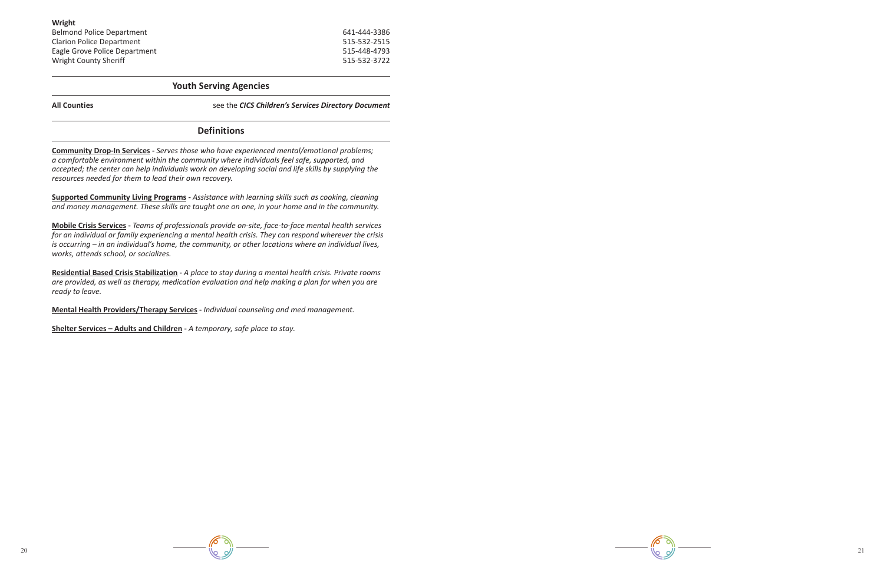**Wright**

| | |
|---|---|
| Belmond Police Department | 641-444-3386 |
| Clarion Police Department | 515-532-2515 |
| Eagle Grove Police Department | 515-448-4793 |
| Wright County Sheriff | 515-532-3722 |

## Youth Serving Agencies

**All Counties** — see the ***CICS Children's Services Directory Document***

## Definitions

**Community Drop-In Services** - *Serves those who have experienced mental/emotional problems; a comfortable environment within the community where individuals feel safe, supported, and accepted; the center can help individuals work on developing social and life skills by supplying the resources needed for them to lead their own recovery.*

**Supported Community Living Programs** - *Assistance with learning skills such as cooking, cleaning and money management. These skills are taught one on one, in your home and in the community.*

**Mobile Crisis Services** - *Teams of professionals provide on-site, face-to-face mental health services for an individual or family experiencing a mental health crisis. They can respond wherever the crisis is occurring – in an individual's home, the community, or other locations where an individual lives, works, attends school, or socializes.*

**Residential Based Crisis Stabilization** - *A place to stay during a mental health crisis. Private rooms are provided, as well as therapy, medication evaluation and help making a plan for when you are ready to leave.*

**Mental Health Providers/Therapy Services** - *Individual counseling and med management.*

**Shelter Services – Adults and Children** - *A temporary, safe place to stay.*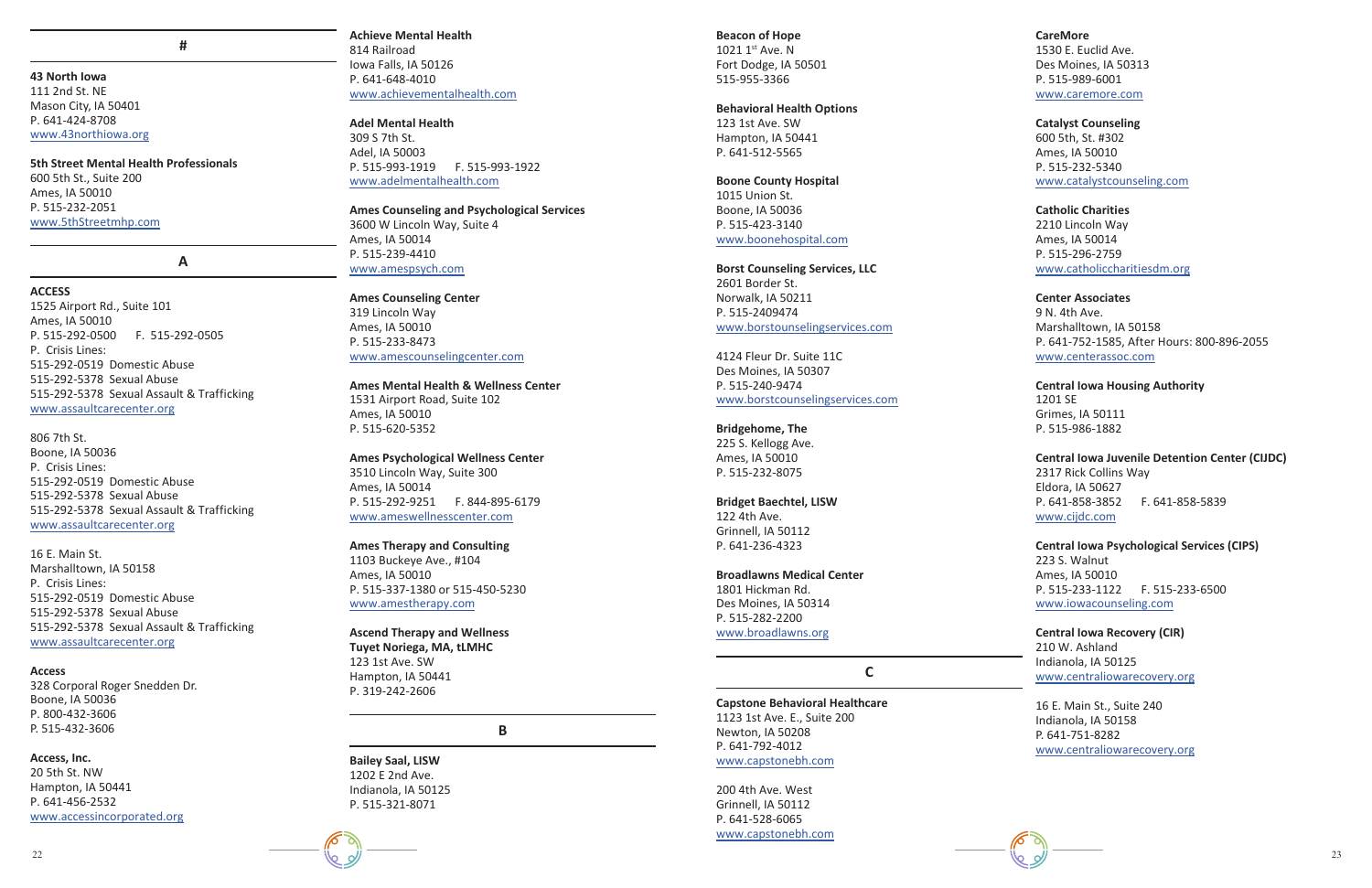## #

**43 North Iowa**
111 2nd St. NE
Mason City, IA 50401
P. 641-424-8708
www.43northiowa.org

**5th Street Mental Health Professionals**
600 5th St., Suite 200
Ames, IA 50010
P. 515-232-2051
www.5thStreetmhp.com

## A

**ACCESS**
1525 Airport Rd., Suite 101
Ames, IA 50010
P. 515-292-0500 F. 515-292-0505
P. Crisis Lines:
515-292-0519 Domestic Abuse
515-292-5378 Sexual Abuse
515-292-5378 Sexual Assault & Trafficking
www.assaultcarecenter.org

806 7th St.
Boone, IA 50036
P. Crisis Lines:
515-292-0519 Domestic Abuse
515-292-5378 Sexual Abuse
515-292-5378 Sexual Assault & Trafficking
www.assaultcarecenter.org

16 E. Main St.
Marshalltown, IA 50158
P. Crisis Lines:
515-292-0519 Domestic Abuse
515-292-5378 Sexual Abuse
515-292-5378 Sexual Assault & Trafficking
www.assaultcarecenter.org

**Access**
328 Corporal Roger Snedden Dr.
Boone, IA 50036
P. 800-432-3606
P. 515-432-3606

**Access, Inc.**
20 5th St. NW
Hampton, IA 50441
P. 641-456-2532
www.accessincorporated.org

**Achieve Mental Health**
814 Railroad
Iowa Falls, IA 50126
P. 641-648-4010
www.achievementalhealth.com

**Adel Mental Health**
309 S 7th St.
Adel, IA 50003
P. 515-993-1919 F. 515-993-1922
www.adelmentalhealth.com

**Ames Counseling and Psychological Services**
3600 W Lincoln Way, Suite 4
Ames, IA 50014
P. 515-239-4410
www.amespsych.com

**Ames Counseling Center**
319 Lincoln Way
Ames, IA 50010
P. 515-233-8473
www.amescounselingcenter.com

**Ames Mental Health & Wellness Center**
1531 Airport Road, Suite 102
Ames, IA 50010
P. 515-620-5352

**Ames Psychological Wellness Center**
3510 Lincoln Way, Suite 300
Ames, IA 50014
P. 515-292-9251 F. 844-895-6179
www.ameswellnesscenter.com

**Ames Therapy and Consulting**
1103 Buckeye Ave., #104
Ames, IA 50010
P. 515-337-1380 or 515-450-5230
www.amestherapy.com

**Ascend Therapy and Wellness**
**Tuyet Noriega, MA, tLMHC**
123 1st Ave. SW
Hampton, IA 50441
P. 319-242-2606

## B

**Bailey Saal, LISW**
1202 E 2nd Ave.
Indianola, IA 50125
P. 515-321-8071

**Beacon of Hope**
1021 1st Ave. N
Fort Dodge, IA 50501
515-955-3366

**Behavioral Health Options**
123 1st Ave. SW
Hampton, IA 50441
P. 641-512-5565

**Boone County Hospital**
1015 Union St.
Boone, IA 50036
P. 515-423-3140
www.boonehospital.com

**Borst Counseling Services, LLC**
2601 Border St.
Norwalk, IA 50211
P. 515-2409474
www.borstounselingservices.com

4124 Fleur Dr. Suite 11C
Des Moines, IA 50307
P. 515-240-9474
www.borstcounselingservices.com

**Bridgehome, The**
225 S. Kellogg Ave.
Ames, IA 50010
P. 515-232-8075

**Bridget Baechtel, LISW**
122 4th Ave.
Grinnell, IA 50112
P. 641-236-4323

**Broadlawns Medical Center**
1801 Hickman Rd.
Des Moines, IA 50314
P. 515-282-2200
www.broadlawns.org

## C

**Capstone Behavioral Healthcare**
1123 1st Ave. E., Suite 200
Newton, IA 50208
P. 641-792-4012
www.capstonebh.com

200 4th Ave. West
Grinnell, IA 50112
P. 641-528-6065
www.capstonebh.com

**CareMore**
1530 E. Euclid Ave.
Des Moines, IA 50313
P. 515-989-6001
www.caremore.com

**Catalyst Counseling**
600 5th, St. #302
Ames, IA 50010
P. 515-232-5340
www.catalystcounseling.com

**Catholic Charities**
2210 Lincoln Way
Ames, IA 50014
P. 515-296-2759
www.catholiccharitiesdm.org

**Center Associates**
9 N. 4th Ave.
Marshalltown, IA 50158
P. 641-752-1585, After Hours: 800-896-2055
www.centerassoc.com

**Central Iowa Housing Authority**
1201 SE
Grimes, IA 50111
P. 515-986-1882

**Central Iowa Juvenile Detention Center (CIJDC)**
2317 Rick Collins Way
Eldora, IA 50627
P. 641-858-3852 F. 641-858-5839
www.cijdc.com

**Central Iowa Psychological Services (CIPS)**
223 S. Walnut
Ames, IA 50010
P. 515-233-1122 F. 515-233-6500
www.iowacounseling.com

**Central Iowa Recovery (CIR)**
210 W. Ashland
Indianola, IA 50125
www.centraliowarecovery.org

16 E. Main St., Suite 240
Indianola, IA 50158
P. 641-751-8282
www.centraliowarecovery.org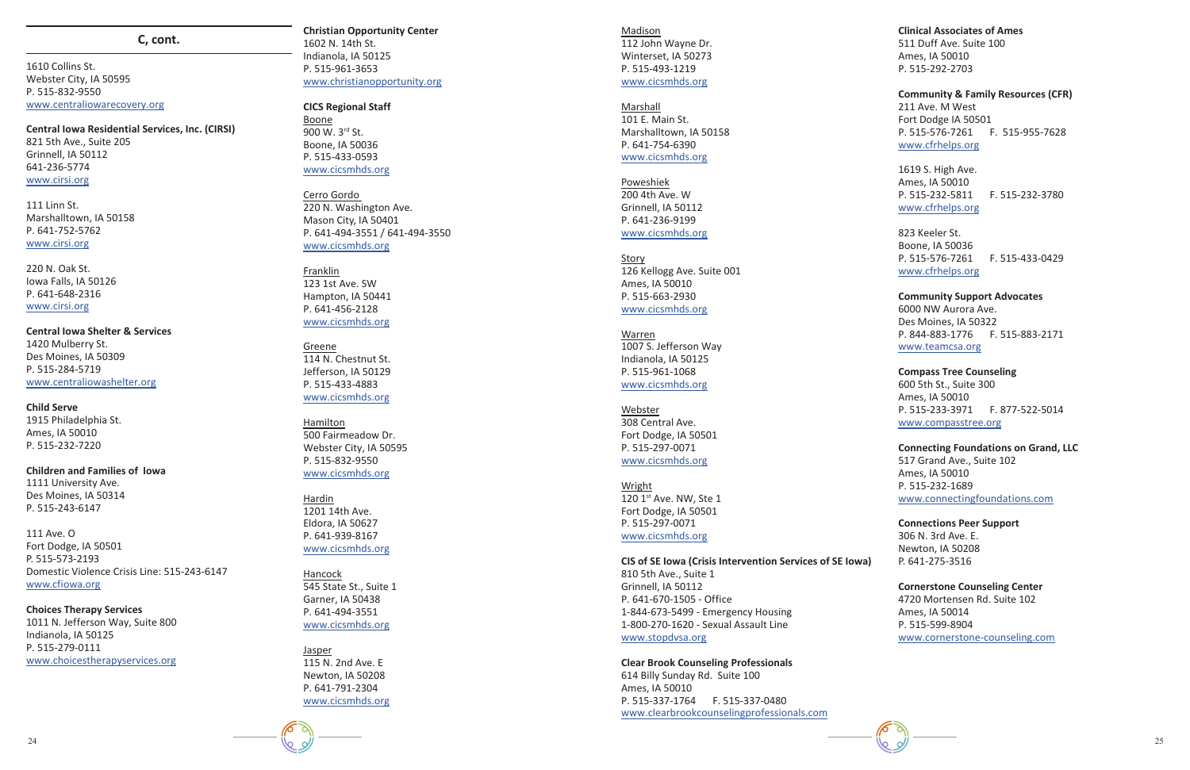## C, cont.

1610 Collins St.
Webster City, IA 50595
P. 515-832-9550
www.centraliowarecovery.org

**Central Iowa Residential Services, Inc. (CIRSI)**
821 5th Ave., Suite 205
Grinnell, IA 50112
641-236-5774
www.cirsi.org

111 Linn St.
Marshalltown, IA 50158
P. 641-752-5762
www.cirsi.org

220 N. Oak St.
Iowa Falls, IA 50126
P. 641-648-2316
www.cirsi.org

**Central Iowa Shelter & Services**
1420 Mulberry St.
Des Moines, IA 50309
P. 515-284-5719
www.centraliowashelter.org

**Child Serve**
1915 Philadelphia St.
Ames, IA 50010
P. 515-232-7220

**Children and Families of Iowa**
1111 University Ave.
Des Moines, IA 50314
P. 515-243-6147

111 Ave. O
Fort Dodge, IA 50501
P. 515-573-2193
Domestic Violence Crisis Line: 515-243-6147
www.cfiowa.org

**Choices Therapy Services**
1011 N. Jefferson Way, Suite 800
Indianola, IA 50125
P. 515-279-0111
www.choicestherapyservices.org

**Christian Opportunity Center**
1602 N. 14th St.
Indianola, IA 50125
P. 515-961-3653
www.christianopportunity.org

**CICS Regional Staff**

Boone
900 W. 3rd St.
Boone, IA 50036
P. 515-433-0593
www.cicsmhds.org

Cerro Gordo
220 N. Washington Ave.
Mason City, IA 50401
P. 641-494-3551 / 641-494-3550
www.cicsmhds.org

Franklin
123 1st Ave. SW
Hampton, IA 50441
P. 641-456-2128
www.cicsmhds.org

Greene
114 N. Chestnut St.
Jefferson, IA 50129
P. 515-433-4883
www.cicsmhds.org

Hamilton
500 Fairmeadow Dr.
Webster City, IA 50595
P. 515-832-9550
www.cicsmhds.org

Hardin
1201 14th Ave.
Eldora, IA 50627
P. 641-939-8167
www.cicsmhds.org

Hancock
545 State St., Suite 1
Garner, IA 50438
P. 641-494-3551
www.cicsmhds.org

Jasper
115 N. 2nd Ave. E
Newton, IA 50208
P. 641-791-2304
www.cicsmhds.org

Madison
112 John Wayne Dr.
Winterset, IA 50273
P. 515-493-1219
www.cicsmhds.org

Marshall
101 E. Main St.
Marshalltown, IA 50158
P. 641-754-6390
www.cicsmhds.org

Poweshiek
200 4th Ave. W
Grinnell, IA 50112
P. 641-236-9199
www.cicsmhds.org

Story
126 Kellogg Ave. Suite 001
Ames, IA 50010
P. 515-663-2930
www.cicsmhds.org

Warren
1007 S. Jefferson Way
Indianola, IA 50125
P. 515-961-1068
www.cicsmhds.org

Webster
308 Central Ave.
Fort Dodge, IA 50501
P. 515-297-0071
www.cicsmhds.org

Wright
120 1st Ave. NW, Ste 1
Fort Dodge, IA 50501
P. 515-297-0071
www.cicsmhds.org

**CIS of SE Iowa (Crisis Intervention Services of SE Iowa)**
810 5th Ave., Suite 1
Grinnell, IA 50112
P. 641-670-1505 - Office
1-844-673-5499 - Emergency Housing
1-800-270-1620 - Sexual Assault Line
www.stopdvsa.org

**Clear Brook Counseling Professionals**
614 Billy Sunday Rd. Suite 100
Ames, IA 50010
P. 515-337-1764 F. 515-337-0480
www.clearbrookcounselingprofessionals.com

**Clinical Associates of Ames**
511 Duff Ave. Suite 100
Ames, IA 50010
P. 515-292-2703

**Community & Family Resources (CFR)**
211 Ave. M West
Fort Dodge IA 50501
P. 515-576-7261 F. 515-955-7628
www.cfrhelps.org

1619 S. High Ave.
Ames, IA 50010
P. 515-232-5811 F. 515-232-3780
www.cfrhelps.org

823 Keeler St.
Boone, IA 50036
P. 515-576-7261 F. 515-433-0429
www.cfrhelps.org

**Community Support Advocates**
6000 NW Aurora Ave.
Des Moines, IA 50322
P. 844-883-1776 F. 515-883-2171
www.teamcsa.org

**Compass Tree Counseling**
600 5th St., Suite 300
Ames, IA 50010
P. 515-233-3971 F. 877-522-5014
www.compasstree.org

**Connecting Foundations on Grand, LLC**
517 Grand Ave., Suite 102
Ames, IA 50010
P. 515-232-1689
www.connectingfoundations.com

**Connections Peer Support**
306 N. 3rd Ave. E.
Newton, IA 50208
P. 641-275-3516

**Cornerstone Counseling Center**
4720 Mortensen Rd. Suite 102
Ames, IA 50014
P. 515-599-8904
www.cornerstone-counseling.com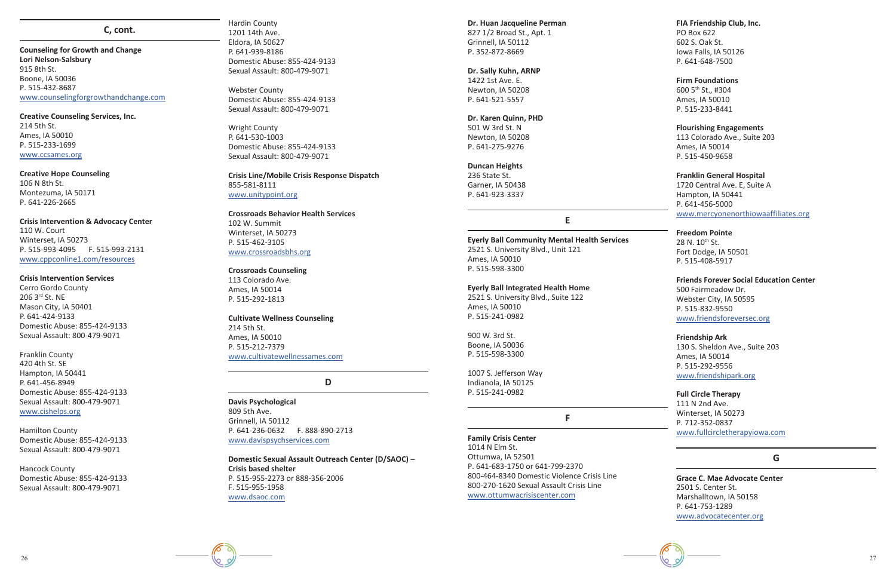## C, cont.

**Counseling for Growth and Change**
**Lori Nelson-Salsbury**
915 8th St.
Boone, IA 50036
P. 515-432-8687
www.counselingforgrowthandchange.com

**Creative Counseling Services, Inc.**
214 5th St.
Ames, IA 50010
P. 515-233-1699
www.ccsames.org

**Creative Hope Counseling**
106 N 8th St.
Montezuma, IA 50171
P. 641-226-2665

**Crisis Intervention & Advocacy Center**
110 W. Court
Winterset, IA 50273
P. 515-993-4095  F. 515-993-2131
www.cppconline1.com/resources

**Crisis Intervention Services**
Cerro Gordo County
206 3rd St. NE
Mason City, IA 50401
P. 641-424-9133
Domestic Abuse: 855-424-9133
Sexual Assault: 800-479-9071

Franklin County
420 4th St. SE
Hampton, IA 50441
P. 641-456-8949
Domestic Abuse: 855-424-9133
Sexual Assault: 800-479-9071
www.cishelps.org

Hamilton County
Domestic Abuse: 855-424-9133
Sexual Assault: 800-479-9071

Hancock County
Domestic Abuse: 855-424-9133
Sexual Assault: 800-479-9071

Hardin County
1201 14th Ave.
Eldora, IA 50627
P. 641-939-8186
Domestic Abuse: 855-424-9133
Sexual Assault: 800-479-9071

Webster County
Domestic Abuse: 855-424-9133
Sexual Assault: 800-479-9071

Wright County
P. 641-530-1003
Domestic Abuse: 855-424-9133
Sexual Assault: 800-479-9071

**Crisis Line/Mobile Crisis Response Dispatch**
855-581-8111
www.unitypoint.org

**Crossroads Behavior Health Services**
102 W. Summit
Winterset, IA 50273
P. 515-462-3105
www.crossroadsbhs.org

**Crossroads Counseling**
113 Colorado Ave.
Ames, IA 50014
P. 515-292-1813

**Cultivate Wellness Counseling**
214 5th St.
Ames, IA 50010
P. 515-212-7379
www.cultivatewellnessames.com

## D

**Davis Psychological**
809 5th Ave.
Grinnell, IA 50112
P. 641-236-0632  F. 888-890-2713
www.davispsychservices.com

**Domestic Sexual Assault Outreach Center (D/SAOC) – Crisis based shelter**
P. 515-955-2273 or 888-356-2006
F. 515-955-1958
www.dsaoc.com

**Dr. Huan Jacqueline Perman**
827 1/2 Broad St., Apt. 1
Grinnell, IA 50112
P. 352-872-8669

**Dr. Sally Kuhn, ARNP**
1422 1st Ave. E.
Newton, IA 50208
P. 641-521-5557

**Dr. Karen Quinn, PHD**
501 W 3rd St. N
Newton, IA 50208
P. 641-275-9276

**Duncan Heights**
236 State St.
Garner, IA 50438
P. 641-923-3337

## E

**Eyerly Ball Community Mental Health Services**
2521 S. University Blvd., Unit 121
Ames, IA 50010
P. 515-598-3300

**Eyerly Ball Integrated Health Home**
2521 S. University Blvd., Suite 122
Ames, IA 50010
P. 515-241-0982

900 W. 3rd St.
Boone, IA 50036
P. 515-598-3300

1007 S. Jefferson Way
Indianola, IA 50125
P. 515-241-0982

## F

**Family Crisis Center**
1014 N Elm St.
Ottumwa, IA 52501
P. 641-683-1750 or 641-799-2370
800-464-8340 Domestic Violence Crisis Line
800-270-1620 Sexual Assault Crisis Line
www.ottumwacrisiscenter.com

**FIA Friendship Club, Inc.**
PO Box 622
602 S. Oak St.
Iowa Falls, IA 50126
P. 641-648-7500

**Firm Foundations**
600 5th St., #304
Ames, IA 50010
P. 515-233-8441

**Flourishing Engagements**
113 Colorado Ave., Suite 203
Ames, IA 50014
P. 515-450-9658

**Franklin General Hospital**
1720 Central Ave. E, Suite A
Hampton, IA 50441
P. 641-456-5000
www.mercyonenorthiowaaffiliates.org

**Freedom Pointe**
28 N. 10th St.
Fort Dodge, IA 50501
P. 515-408-5917

**Friends Forever Social Education Center**
500 Fairmeadow Dr.
Webster City, IA 50595
P. 515-832-9550
www.friendsforeversec.org

**Friendship Ark**
130 S. Sheldon Ave., Suite 203
Ames, IA 50014
P. 515-292-9556
www.friendshipark.org

**Full Circle Therapy**
111 N 2nd Ave.
Winterset, IA 50273
P. 712-352-0837
www.fullcircletherapyiowa.com

## G

**Grace C. Mae Advocate Center**
2501 S. Center St.
Marshalltown, IA 50158
P. 641-753-1289
www.advocatecenter.org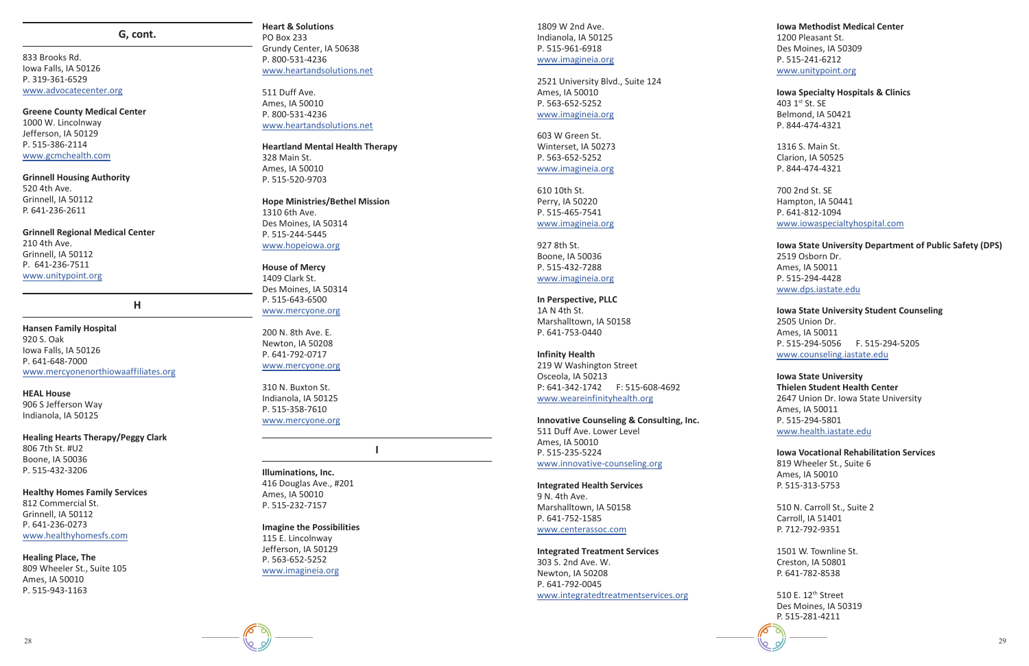## G, cont.

833 Brooks Rd.
Iowa Falls, IA 50126
P. 319-361-6529
www.advocatecenter.org

**Greene County Medical Center**
1000 W. Lincolnway
Jefferson, IA 50129
P. 515-386-2114
www.gcmchealth.com

**Grinnell Housing Authority**
520 4th Ave.
Grinnell, IA 50112
P. 641-236-2611

**Grinnell Regional Medical Center**
210 4th Ave.
Grinnell, IA 50112
P. 641-236-7511
www.unitypoint.org

## H

**Hansen Family Hospital**
920 S. Oak
Iowa Falls, IA 50126
P. 641-648-7000
www.mercyonenorthiowaaffiliates.org

**HEAL House**
906 S Jefferson Way
Indianola, IA 50125

**Healing Hearts Therapy/Peggy Clark**
806 7th St. #U2
Boone, IA 50036
P. 515-432-3206

**Healthy Homes Family Services**
812 Commercial St.
Grinnell, IA 50112
P. 641-236-0273
www.healthyhomesfs.com

**Healing Place, The**
809 Wheeler St., Suite 105
Ames, IA 50010
P. 515-943-1163

**Heart & Solutions**
PO Box 233
Grundy Center, IA 50638
P. 800-531-4236
www.heartandsolutions.net

511 Duff Ave.
Ames, IA 50010
P. 800-531-4236
www.heartandsolutions.net

**Heartland Mental Health Therapy**
328 Main St.
Ames, IA 50010
P. 515-520-9703

**Hope Ministries/Bethel Mission**
1310 6th Ave.
Des Moines, IA 50314
P. 515-244-5445
www.hopeiowa.org

**House of Mercy**
1409 Clark St.
Des Moines, IA 50314
P. 515-643-6500
www.mercyone.org

200 N. 8th Ave. E.
Newton, IA 50208
P. 641-792-0717
www.mercyone.org

310 N. Buxton St.
Indianola, IA 50125
P. 515-358-7610
www.mercyone.org

## I

**Illuminations, Inc.**
416 Douglas Ave., #201
Ames, IA 50010
P. 515-232-7157

**Imagine the Possibilities**
115 E. Lincolnway
Jefferson, IA 50129
P. 563-652-5252
www.imagineia.org

1809 W 2nd Ave.
Indianola, IA 50125
P. 515-961-6918
www.imagineia.org

2521 University Blvd., Suite 124
Ames, IA 50010
P. 563-652-5252
www.imagineia.org

603 W Green St.
Winterset, IA 50273
P. 563-652-5252
www.imagineia.org

610 10th St.
Perry, IA 50220
P. 515-465-7541
www.imagineia.org

927 8th St.
Boone, IA 50036
P. 515-432-7288
www.imagineia.org

**In Perspective, PLLC**
1A N 4th St.
Marshalltown, IA 50158
P. 641-753-0440

**Infinity Health**
219 W Washington Street
Osceola, IA 50213
P: 641-342-1742 F: 515-608-4692
www.weareinfinityhealth.org

**Innovative Counseling & Consulting, Inc.**
511 Duff Ave. Lower Level
Ames, IA 50010
P. 515-235-5224
www.innovative-counseling.org

**Integrated Health Services**
9 N. 4th Ave.
Marshalltown, IA 50158
P. 641-752-1585
www.centerassoc.com

**Integrated Treatment Services**
303 S. 2nd Ave. W.
Newton, IA 50208
P. 641-792-0045
www.integratedtreatmentservices.org

**Iowa Methodist Medical Center**
1200 Pleasant St.
Des Moines, IA 50309
P. 515-241-6212
www.unitypoint.org

**Iowa Specialty Hospitals & Clinics**
403 1st St. SE
Belmond, IA 50421
P. 844-474-4321

1316 S. Main St.
Clarion, IA 50525
P. 844-474-4321

700 2nd St. SE
Hampton, IA 50441
P. 641-812-1094
www.iowaspecialtyhospital.com

**Iowa State University Department of Public Safety (DPS)**
2519 Osborn Dr.
Ames, IA 50011
P. 515-294-4428
www.dps.iastate.edu

**Iowa State University Student Counseling**
2505 Union Dr.
Ames, IA 50011
P. 515-294-5056 F. 515-294-5205
www.counseling.iastate.edu

**Iowa State University**
**Thielen Student Health Center**
2647 Union Dr. Iowa State University
Ames, IA 50011
P. 515-294-5801
www.health.iastate.edu

**Iowa Vocational Rehabilitation Services**
819 Wheeler St., Suite 6
Ames, IA 50010
P. 515-313-5753

510 N. Carroll St., Suite 2
Carroll, IA 51401
P. 712-792-9351

1501 W. Townline St.
Creston, IA 50801
P. 641-782-8538

510 E. 12th Street
Des Moines, IA 50319
P. 515-281-4211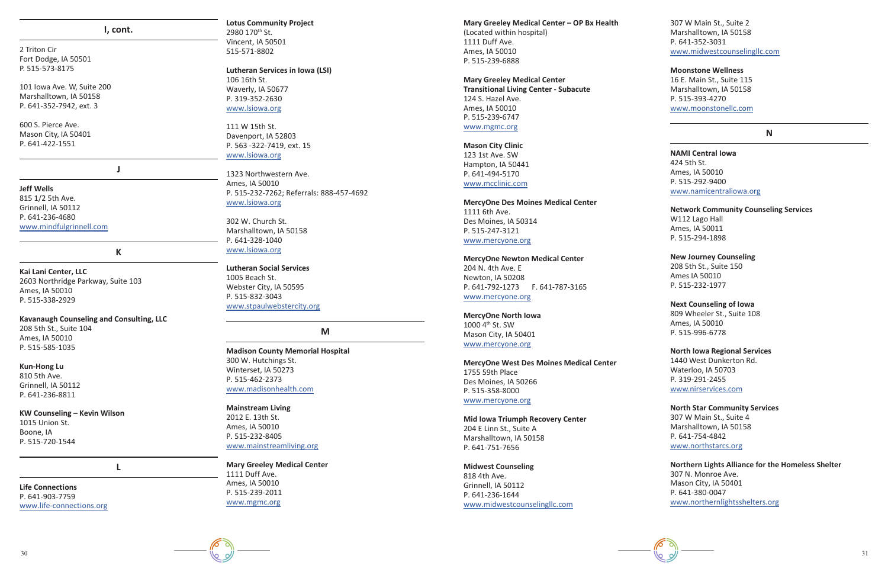## I, cont.

2 Triton Cir
Fort Dodge, IA 50501
P. 515-573-8175

101 Iowa Ave. W, Suite 200
Marshalltown, IA 50158
P. 641-352-7942, ext. 3

600 S. Pierce Ave.
Mason City, IA 50401
P. 641-422-1551

## J

**Jeff Wells**
815 1/2 5th Ave.
Grinnell, IA 50112
P. 641-236-4680
www.mindfulgrinnell.com

## K

**Kai Lani Center, LLC**
2603 Northridge Parkway, Suite 103
Ames, IA 50010
P. 515-338-2929

**Kavanaugh Counseling and Consulting, LLC**
208 5th St., Suite 104
Ames, IA 50010
P. 515-585-1035

**Kun-Hong Lu**
810 5th Ave.
Grinnell, IA 50112
P. 641-236-8811

**KW Counseling – Kevin Wilson**
1015 Union St.
Boone, IA
P. 515-720-1544

## L

**Life Connections**
P. 641-903-7759
www.life-connections.org

**Lotus Community Project**
2980 170th St.
Vincent, IA 50501
515-571-8802

**Lutheran Services in Iowa (LSI)**
106 16th St.
Waverly, IA 50677
P. 319-352-2630
www.lsiowa.org

111 W 15th St.
Davenport, IA 52803
P. 563 -322-7419, ext. 15
www.lsiowa.org

1323 Northwestern Ave.
Ames, IA 50010
P. 515-232-7262; Referrals: 888-457-4692
www.lsiowa.org

302 W. Church St.
Marshalltown, IA 50158
P. 641-328-1040
www.lsiowa.org

**Lutheran Social Services**
1005 Beach St.
Webster City, IA 50595
P. 515-832-3043
www.stpaulwebstercity.org

## M

**Madison County Memorial Hospital**
300 W. Hutchings St.
Winterset, IA 50273
P. 515-462-2373
www.madisonhealth.com

**Mainstream Living**
2012 E. 13th St.
Ames, IA 50010
P. 515-232-8405
www.mainstreamliving.org

**Mary Greeley Medical Center**
1111 Duff Ave.
Ames, IA 50010
P. 515-239-2011
www.mgmc.org

**Mary Greeley Medical Center – OP Bx Health**
(Located within hospital)
1111 Duff Ave.
Ames, IA 50010
P. 515-239-6888

**Mary Greeley Medical Center**
**Transitional Living Center - Subacute**
124 S. Hazel Ave.
Ames, IA 50010
P. 515-239-6747
www.mgmc.org

**Mason City Clinic**
123 1st Ave. SW
Hampton, IA 50441
P. 641-494-5170
www.mcclinic.com

**MercyOne Des Moines Medical Center**
1111 6th Ave.
Des Moines, IA 50314
P. 515-247-3121
www.mercyone.org

**MercyOne Newton Medical Center**
204 N. 4th Ave. E
Newton, IA 50208
P. 641-792-1273 F. 641-787-3165
www.mercyone.org

**MercyOne North Iowa**
1000 4th St. SW
Mason City, IA 50401
www.mercyone.org

**MercyOne West Des Moines Medical Center**
1755 59th Place
Des Moines, IA 50266
P. 515-358-8000
www.mercyone.org

**Mid Iowa Triumph Recovery Center**
204 E Linn St., Suite A
Marshalltown, IA 50158
P. 641-751-7656

**Midwest Counseling**
818 4th Ave.
Grinnell, IA 50112
P. 641-236-1644
www.midwestcounselingllc.com

307 W Main St., Suite 2
Marshalltown, IA 50158
P. 641-352-3031
www.midwestcounselingllc.com

**Moonstone Wellness**
16 E. Main St., Suite 115
Marshalltown, IA 50158
P. 515-393-4270
www.moonstonellc.com

## N

**NAMI Central Iowa**
424 5th St.
Ames, IA 50010
P. 515-292-9400
www.namicentraliowa.org

**Network Community Counseling Services**
W112 Lago Hall
Ames, IA 50011
P. 515-294-1898

**New Journey Counseling**
208 5th St., Suite 150
Ames IA 50010
P. 515-232-1977

**Next Counseling of Iowa**
809 Wheeler St., Suite 108
Ames, IA 50010
P. 515-996-6778

**North Iowa Regional Services**
1440 West Dunkerton Rd.
Waterloo, IA 50703
P. 319-291-2455
www.nirservices.com

**North Star Community Services**
307 W Main St., Suite 4
Marshalltown, IA 50158
P. 641-754-4842
www.northstarcs.org

**Northern Lights Alliance for the Homeless Shelter**
307 N. Monroe Ave.
Mason City, IA 50401
P. 641-380-0047
www.northernlightsshelters.org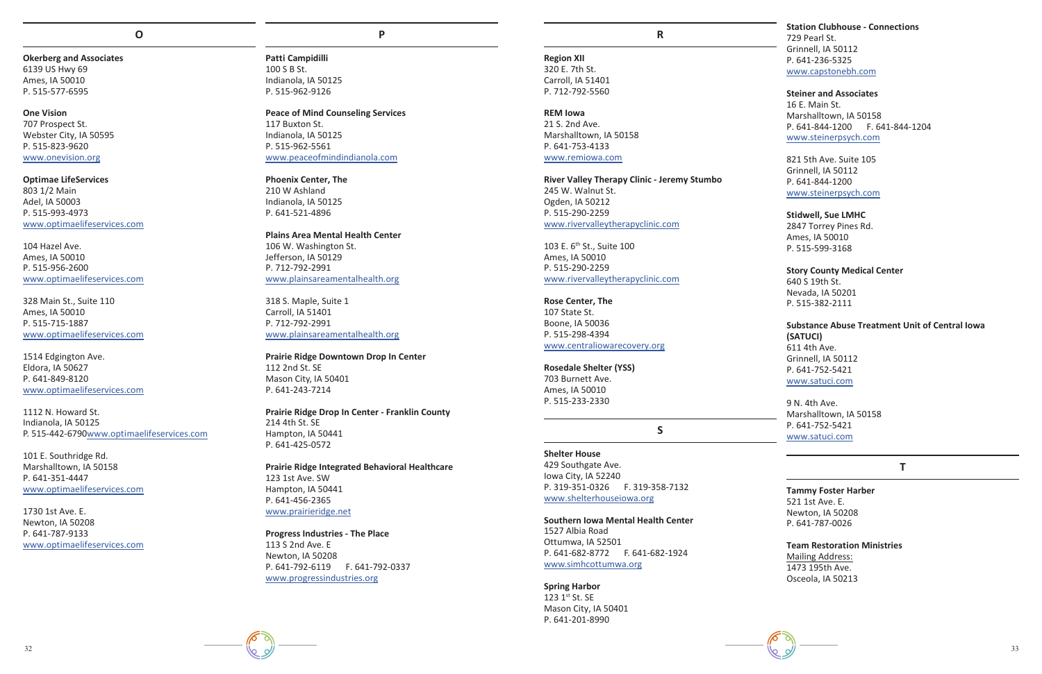## O

**Okerberg and Associates**
6139 US Hwy 69
Ames, IA 50010
P. 515-577-6595

**One Vision**
707 Prospect St.
Webster City, IA 50595
P. 515-823-9620
www.onevision.org

**Optimae LifeServices**
803 1/2 Main
Adel, IA 50003
P. 515-993-4973
www.optimaelifeservices.com

104 Hazel Ave.
Ames, IA 50010
P. 515-956-2600
www.optimaelifeservices.com

328 Main St., Suite 110
Ames, IA 50010
P. 515-715-1887
www.optimaelifeservices.com

1514 Edgington Ave.
Eldora, IA 50627
P. 641-849-8120
www.optimaelifeservices.com

1112 N. Howard St.
Indianola, IA 50125
P. 515-442-6790www.optimaelifeservices.com

101 E. Southridge Rd.
Marshalltown, IA 50158
P. 641-351-4447
www.optimaelifeservices.com

1730 1st Ave. E.
Newton, IA 50208
P. 641-787-9133
www.optimaelifeservices.com

## P

**Patti Campidilli**
100 S B St.
Indianola, IA 50125
P. 515-962-9126

**Peace of Mind Counseling Services**
117 Buxton St.
Indianola, IA 50125
P. 515-962-5561
www.peaceofmindindianola.com

**Phoenix Center, The**
210 W Ashland
Indianola, IA 50125
P. 641-521-4896

**Plains Area Mental Health Center**
106 W. Washington St.
Jefferson, IA 50129
P. 712-792-2991
www.plainsareamentalhealth.org

318 S. Maple, Suite 1
Carroll, IA 51401
P. 712-792-2991
www.plainsareamentalhealth.org

**Prairie Ridge Downtown Drop In Center**
112 2nd St. SE
Mason City, IA 50401
P. 641-243-7214

**Prairie Ridge Drop In Center - Franklin County**
214 4th St. SE
Hampton, IA 50441
P. 641-425-0572

**Prairie Ridge Integrated Behavioral Healthcare**
123 1st Ave. SW
Hampton, IA 50441
P. 641-456-2365
www.prairieridge.net

**Progress Industries - The Place**
113 S 2nd Ave. E
Newton, IA 50208
P. 641-792-6119 F. 641-792-0337
www.progressindustries.org

## R

**Region XII**
320 E. 7th St.
Carroll, IA 51401
P. 712-792-5560

**REM Iowa**
21 S. 2nd Ave.
Marshalltown, IA 50158
P. 641-753-4133
www.remiowa.com

**River Valley Therapy Clinic - Jeremy Stumbo**
245 W. Walnut St.
Ogden, IA 50212
P. 515-290-2259
www.rivervalleytherapyclinic.com

103 E. 6th St., Suite 100
Ames, IA 50010
P. 515-290-2259
www.rivervalleytherapyclinic.com

**Rose Center, The**
107 State St.
Boone, IA 50036
P. 515-298-4394
www.centraliowarecovery.org

**Rosedale Shelter (YSS)**
703 Burnett Ave.
Ames, IA 50010
P. 515-233-2330

## S

**Shelter House**
429 Southgate Ave.
Iowa City, IA 52240
P. 319-351-0326 F. 319-358-7132
www.shelterhouseiowa.org

**Southern Iowa Mental Health Center**
1527 Albia Road
Ottumwa, IA 52501
P. 641-682-8772 F. 641-682-1924
www.simhcottumwa.org

**Spring Harbor**
123 1st St. SE
Mason City, IA 50401
P. 641-201-8990

**Station Clubhouse - Connections**
729 Pearl St.
Grinnell, IA 50112
P. 641-236-5325
www.capstonebh.com

**Steiner and Associates**
16 E. Main St.
Marshalltown, IA 50158
P. 641-844-1200 F. 641-844-1204
www.steinerpsych.com

821 5th Ave. Suite 105
Grinnell, IA 50112
P. 641-844-1200
www.steinerpsych.com

**Stidwell, Sue LMHC**
2847 Torrey Pines Rd.
Ames, IA 50010
P. 515-599-3168

**Story County Medical Center**
640 S 19th St.
Nevada, IA 50201
P. 515-382-2111

**Substance Abuse Treatment Unit of Central Iowa (SATUCI)**
611 4th Ave.
Grinnell, IA 50112
P. 641-752-5421
www.satuci.com

9 N. 4th Ave.
Marshalltown, IA 50158
P. 641-752-5421
www.satuci.com

## T

**Tammy Foster Harber**
521 1st Ave. E.
Newton, IA 50208
P. 641-787-0026

**Team Restoration Ministries**
Mailing Address:
1473 195th Ave.
Osceola, IA 50213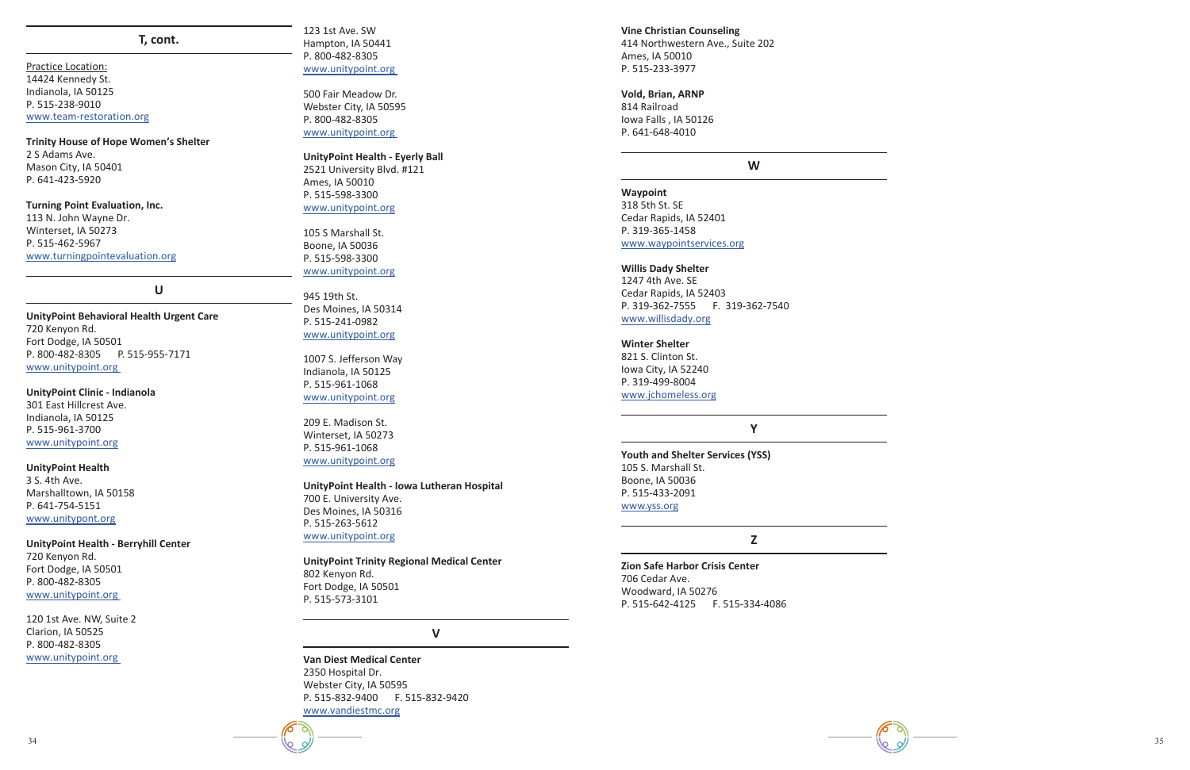## T, cont.

Practice Location:
14424 Kennedy St.
Indianola, IA 50125
P. 515-238-9010
www.team-restoration.org

**Trinity House of Hope Women's Shelter**
2 S Adams Ave.
Mason City, IA 50401
P. 641-423-5920

**Turning Point Evaluation, Inc.**
113 N. John Wayne Dr.
Winterset, IA 50273
P. 515-462-5967
www.turningpointevaluation.org

## U

**UnityPoint Behavioral Health Urgent Care**
720 Kenyon Rd.
Fort Dodge, IA 50501
P. 800-482-8305 P. 515-955-7171
www.unitypoint.org

**UnityPoint Clinic - Indianola**
301 East Hillcrest Ave.
Indianola, IA 50125
P. 515-961-3700
www.unitypoint.org

**UnityPoint Health**
3 S. 4th Ave.
Marshalltown, IA 50158
P. 641-754-5151
www.unitypont.org

**UnityPoint Health - Berryhill Center**
720 Kenyon Rd.
Fort Dodge, IA 50501
P. 800-482-8305
www.unitypoint.org

120 1st Ave. NW, Suite 2
Clarion, IA 50525
P. 800-482-8305
www.unitypoint.org

123 1st Ave. SW
Hampton, IA 50441
P. 800-482-8305
www.unitypoint.org

500 Fair Meadow Dr.
Webster City, IA 50595
P. 800-482-8305
www.unitypoint.org

**UnityPoint Health - Eyerly Ball**
2521 University Blvd. #121
Ames, IA 50010
P. 515-598-3300
www.unitypoint.org

105 S Marshall St.
Boone, IA 50036
P. 515-598-3300
www.unitypoint.org

945 19th St.
Des Moines, IA 50314
P. 515-241-0982
www.unitypoint.org

1007 S. Jefferson Way
Indianola, IA 50125
P. 515-961-1068
www.unitypoint.org

209 E. Madison St.
Winterset, IA 50273
P. 515-961-1068
www.unitypoint.org

**UnityPoint Health - Iowa Lutheran Hospital**
700 E. University Ave.
Des Moines, IA 50316
P. 515-263-5612
www.unitypoint.org

**UnityPoint Trinity Regional Medical Center**
802 Kenyon Rd.
Fort Dodge, IA 50501
P. 515-573-3101

## V

**Van Diest Medical Center**
2350 Hospital Dr.
Webster City, IA 50595
P. 515-832-9400 F. 515-832-9420
www.vandiestmc.org

**Vine Christian Counseling**
414 Northwestern Ave., Suite 202
Ames, IA 50010
P. 515-233-3977

**Vold, Brian, ARNP**
814 Railroad
Iowa Falls , IA 50126
P. 641-648-4010

## W

**Waypoint**
318 5th St. SE
Cedar Rapids, IA 52401
P. 319-365-1458
www.waypointservices.org

**Willis Dady Shelter**
1247 4th Ave. SE
Cedar Rapids, IA 52403
P. 319-362-7555 F. 319-362-7540
www.willisdady.org

**Winter Shelter**
821 S. Clinton St.
Iowa City, IA 52240
P. 319-499-8004
www.jchomeless.org

## Y

**Youth and Shelter Services (YSS)**
105 S. Marshall St.
Boone, IA 50036
P. 515-433-2091
www.yss.org

## Z

**Zion Safe Harbor Crisis Center**
706 Cedar Ave.
Woodward, IA 50276
P. 515-642-4125 F. 515-334-4086